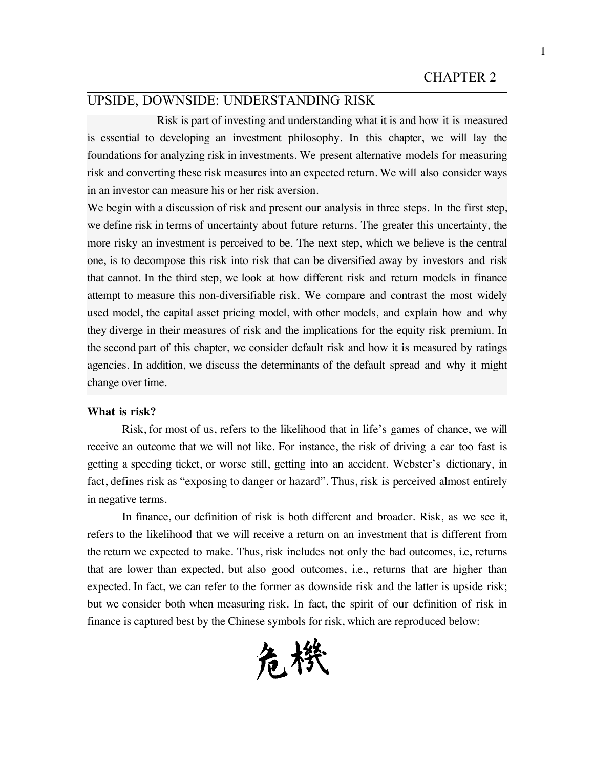# CHAPTER 2

## UPSIDE, DOWNSIDE: UNDERSTANDING RISK

Risk is part of investing and understanding what it is and how it is measured is essential to developing an investment philosophy. In this chapter, we will lay the foundations for analyzing risk in investments. We present alternative models for measuring risk and converting these risk measures into an expected return. We will also consider ways in an investor can measure his or her risk aversion.

We begin with a discussion of risk and present our analysis in three steps. In the first step, we define risk in terms of uncertainty about future returns. The greater this uncertainty, the more risky an investment is perceived to be. The next step, which we believe is the central one, is to decompose this risk into risk that can be diversified away by investors and risk that cannot. In the third step, we look at how different risk and return models in finance attempt to measure this non-diversifiable risk. We compare and contrast the most widely used model, the capital asset pricing model, with other models, and explain how and why they diverge in their measures of risk and the implications for the equity risk premium. In the second part of this chapter, we consider default risk and how it is measured by ratings agencies. In addition, we discuss the determinants of the default spread and why it might change over time.

**What is risk?**

Risk, for most of us, refers to the likelihood that in life's games of chance, we will receive an outcome that we will not like. For instance, the risk of driving a car too fast is getting a speeding ticket, or worse still, getting into an accident. Webster's dictionary, in fact, defines risk as "exposing to danger or hazard". Thus, risk is perceived almost entirely in negative terms.

In finance, our definition of risk is both different and broader. Risk, as we see it, refers to the likelihood that we will receive a return on an investment that is different from the return we expected to make. Thus, risk includes not only the bad outcomes, i.e, returns that are lower than expected, but also good outcomes, i.e., returns that are higher than expected. In fact, we can refer to the former as downside risk and the latter is upside risk; but we consider both when measuring risk. In fact, the spirit of our definition of risk in finance is captured best by the Chinese symbols for risk, which are reproduced below:

危機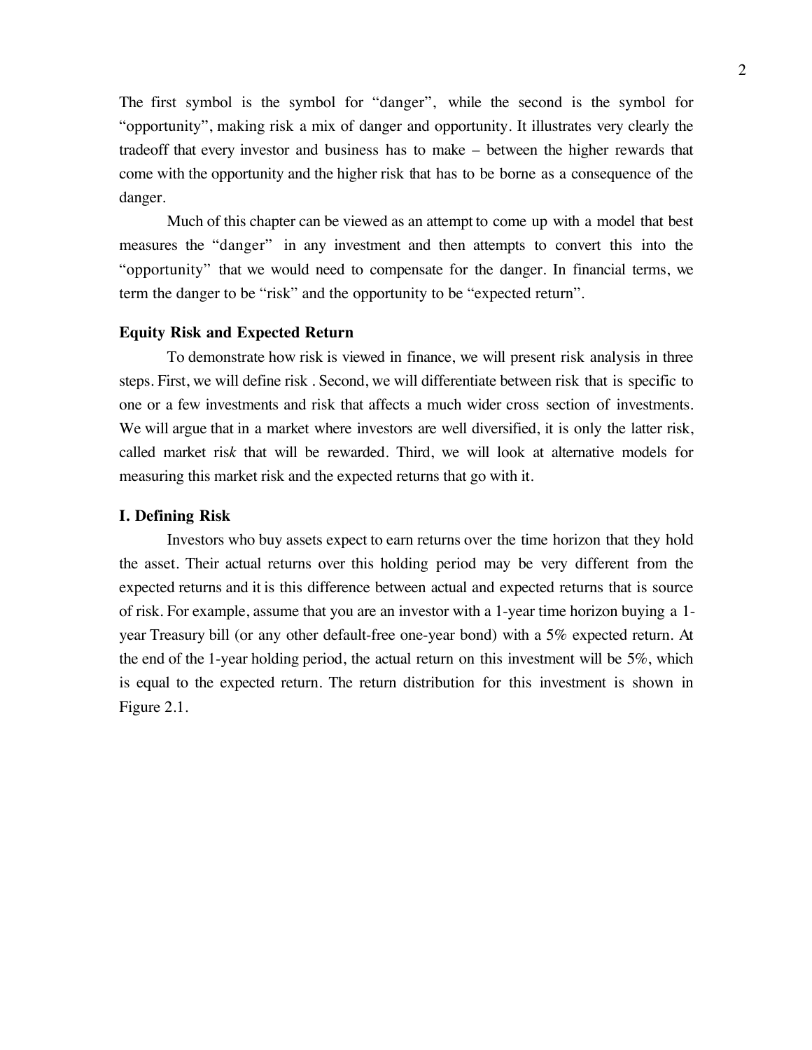The first symbol is the symbol for "danger", while the second is the symbol for "opportunity", making risk a mix of danger and opportunity. It illustrates very clearly the tradeoff that every investor and business has to make – between the higher rewards that come with the opportunity and the higher risk that has to be borne as a consequence of the danger.

Much of this chapter can be viewed as an attempt to come up with a model that best measures the "danger" in any investment and then attempts to convert this into the "opportunity" that we would need to compensate for the danger. In financial terms, we term the danger to be "risk" and the opportunity to be "expected return".

### Equity Risk and Expected Return

To demonstrate how risk is viewed in finance, we will present risk analysis in three steps. First, we will define risk . Second, we will differentiate between risk that is specific to one or a few investments and risk that affects a much wider cross section of investments. We will argue that in a market where investors are well diversified, it is only the latter risk, called market ris*k* that will be rewarded. Third, we will look at alternative models for measuring this market risk and the expected returns that go with it.

### I. Defining Risk

Investors who buy assets expect to earn returns over the time horizon that they hold the asset. Their actual returns over this holding period may be very different from the expected returns and it is this difference between actual and expected returns that is source of risk. For example, assume that you are an investor with a 1-year time horizon buying a 1-year Treasury bill (or any other default-free one-year bond) with a 5% expected return. At the end of the 1-year holding period, the actual return on this investment will be 5%, which is equal to the expected return. The return distribution for this investment is shown in Figure 2.1.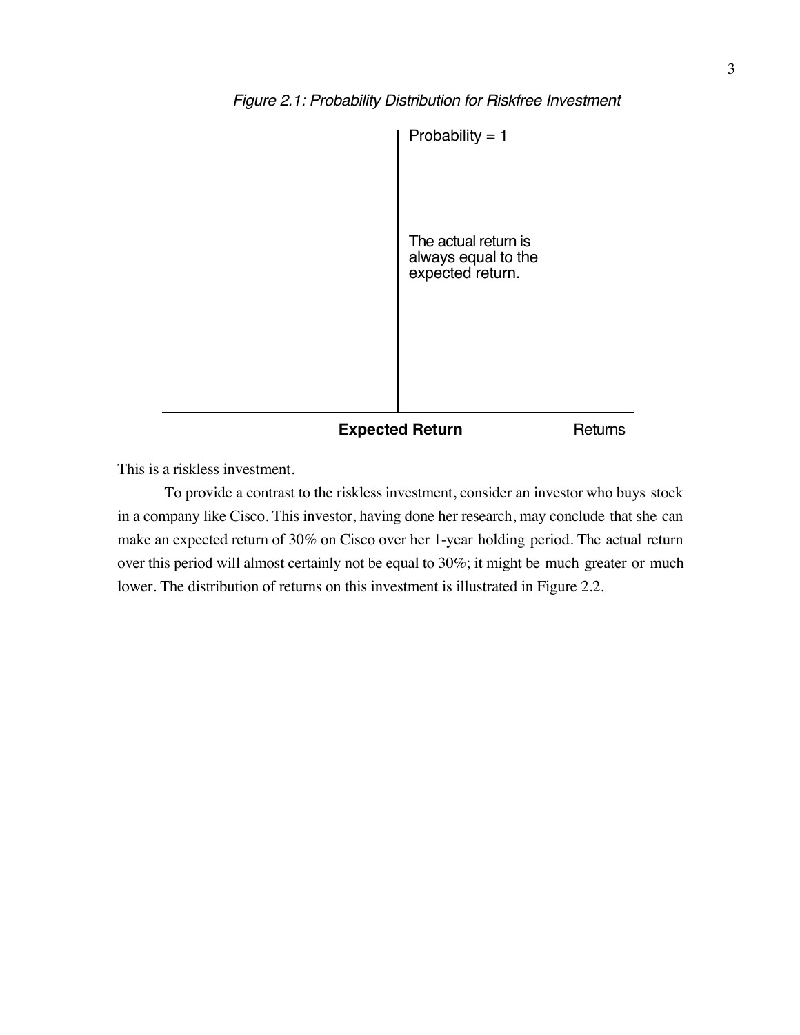*Figure 2.1: Probability Distribution for Riskfree Investment*

Probability = 1

The actual return is always equal to the expected return.

**Expected Return** Returns

This is a riskless investment.

To provide a contrast to the riskless investment, consider an investor who buys stock in a company like Cisco. This investor, having done her research, may conclude that she can make an expected return of 30% on Cisco over her 1-year holding period. The actual return over this period will almost certainly not be equal to 30%; it might be much greater or much lower. The distribution of returns on this investment is illustrated in Figure 2.2.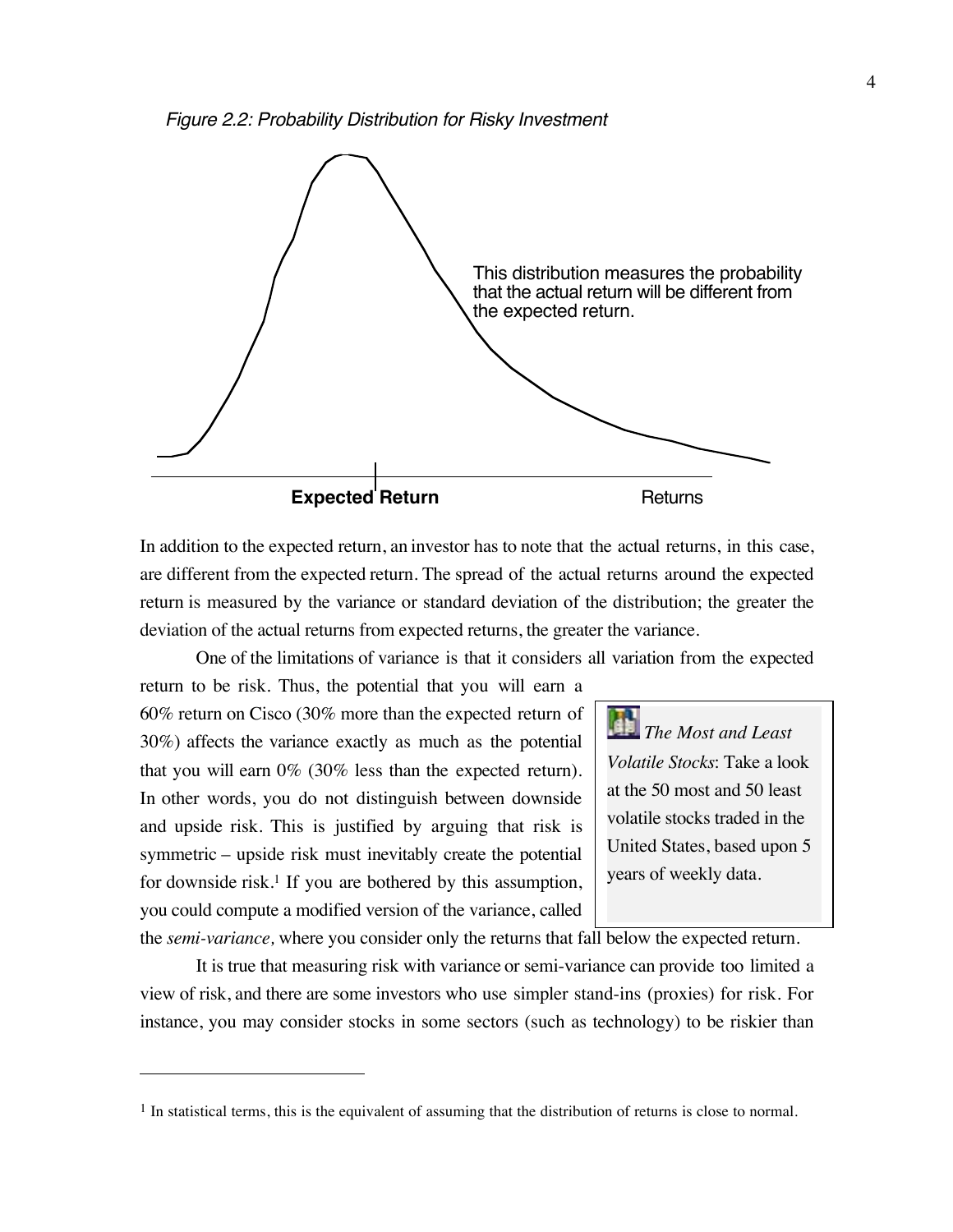*Figure 2.2: Probability Distribution for Risky Investment*

This distribution measures the probability that the actual return will be different from the expected return.

**Expected Return** Returns

In addition to the expected return, an investor has to note that the actual returns, in this case, are different from the expected return. The spread of the actual returns around the expected return is measured by the variance or standard deviation of the distribution; the greater the deviation of the actual returns from expected returns, the greater the variance.

One of the limitations of variance is that it considers all variation from the expected return to be risk. Thus, the potential that you will earn a 60% return on Cisco (30% more than the expected return of 30%) affects the variance exactly as much as the potential that you will earn 0% (30% less than the expected return). In other words, you do not distinguish between downside and upside risk. This is justified by arguing that risk is symmetric – upside risk must inevitably create the potential for downside risk.[1] If you are bothered by this assumption, you could compute a modified version of the variance, called the *semi-variance,* where you consider only the returns that fall below the expected return.

> *The Most and Least Volatile Stocks*: Take a look at the 50 most and 50 least volatile stocks traded in the United States, based upon 5 years of weekly data.

It is true that measuring risk with variance or semi-variance can provide too limited a view of risk, and there are some investors who use simpler stand-ins (proxies) for risk. For instance, you may consider stocks in some sectors (such as technology) to be riskier than

[1] In statistical terms, this is the equivalent of assuming that the distribution of returns is close to normal.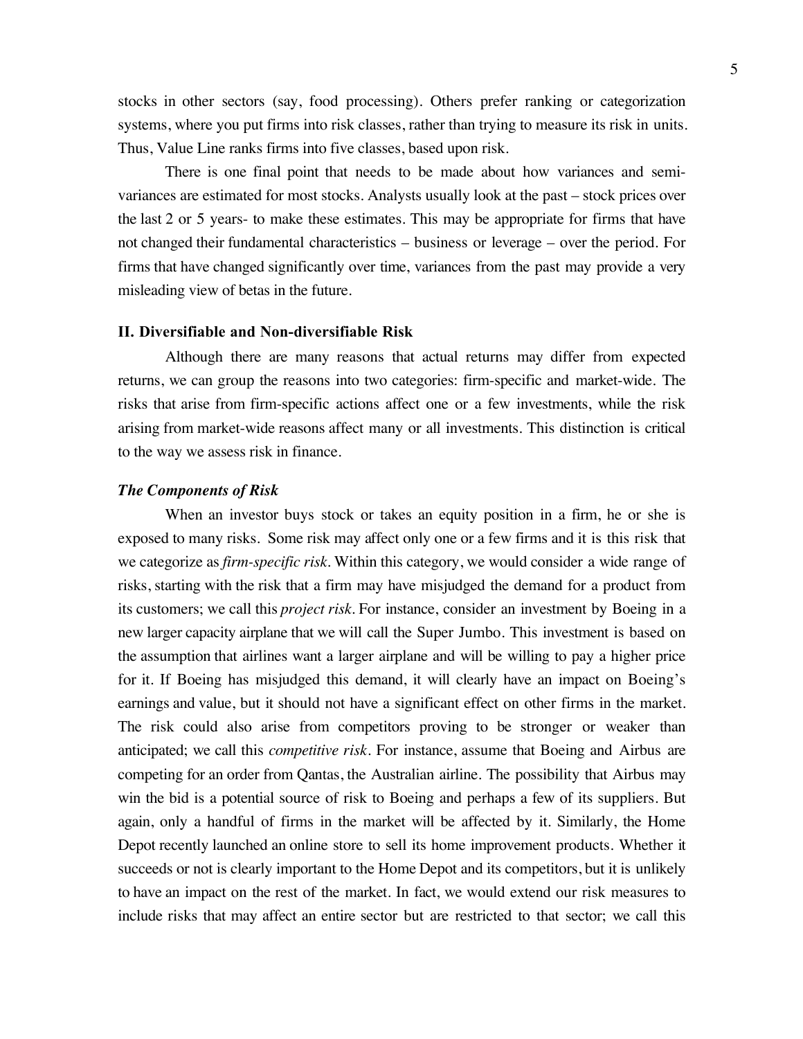stocks in other sectors (say, food processing). Others prefer ranking or categorization systems, where you put firms into risk classes, rather than trying to measure its risk in units. Thus, Value Line ranks firms into five classes, based upon risk.

There is one final point that needs to be made about how variances and semi-variances are estimated for most stocks. Analysts usually look at the past – stock prices over the last 2 or 5 years- to make these estimates. This may be appropriate for firms that have not changed their fundamental characteristics – business or leverage – over the period. For firms that have changed significantly over time, variances from the past may provide a very misleading view of betas in the future.

### II. Diversifiable and Non-diversifiable Risk

Although there are many reasons that actual returns may differ from expected returns, we can group the reasons into two categories: firm-specific and market-wide. The risks that arise from firm-specific actions affect one or a few investments, while the risk arising from market-wide reasons affect many or all investments. This distinction is critical to the way we assess risk in finance.

#### *The Components of Risk*

When an investor buys stock or takes an equity position in a firm, he or she is exposed to many risks. Some risk may affect only one or a few firms and it is this risk that we categorize as *firm-specific risk*. Within this category, we would consider a wide range of risks, starting with the risk that a firm may have misjudged the demand for a product from its customers; we call this *project risk*. For instance, consider an investment by Boeing in a new larger capacity airplane that we will call the Super Jumbo. This investment is based on the assumption that airlines want a larger airplane and will be willing to pay a higher price for it. If Boeing has misjudged this demand, it will clearly have an impact on Boeing's earnings and value, but it should not have a significant effect on other firms in the market. The risk could also arise from competitors proving to be stronger or weaker than anticipated; we call this *competitive risk*. For instance, assume that Boeing and Airbus are competing for an order from Qantas, the Australian airline. The possibility that Airbus may win the bid is a potential source of risk to Boeing and perhaps a few of its suppliers. But again, only a handful of firms in the market will be affected by it. Similarly, the Home Depot recently launched an online store to sell its home improvement products. Whether it succeeds or not is clearly important to the Home Depot and its competitors, but it is unlikely to have an impact on the rest of the market. In fact, we would extend our risk measures to include risks that may affect an entire sector but are restricted to that sector; we call this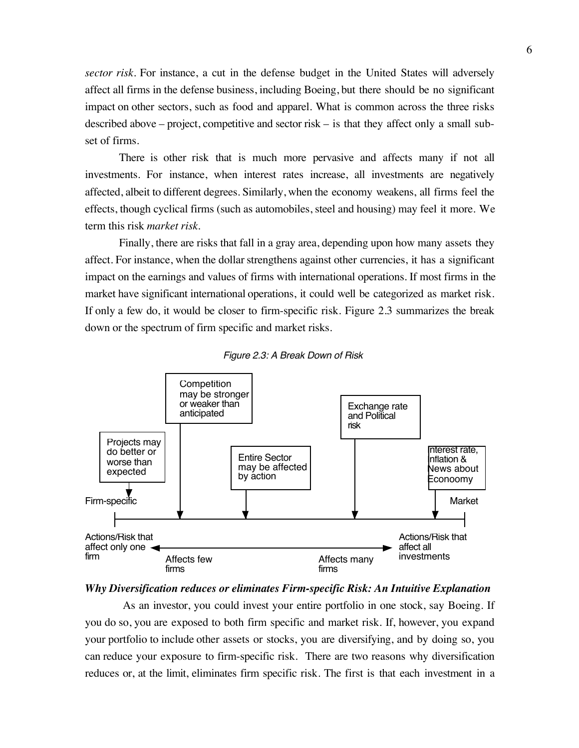*sector risk*. For instance, a cut in the defense budget in the United States will adversely affect all firms in the defense business, including Boeing, but there should be no significant impact on other sectors, such as food and apparel. What is common across the three risks described above – project, competitive and sector risk – is that they affect only a small subset of firms.

There is other risk that is much more pervasive and affects many if not all investments. For instance, when interest rates increase, all investments are negatively affected, albeit to different degrees. Similarly, when the economy weakens, all firms feel the effects, though cyclical firms (such as automobiles, steel and housing) may feel it more. We term this risk *market risk*.

Finally, there are risks that fall in a gray area, depending upon how many assets they affect. For instance, when the dollar strengthens against other currencies, it has a significant impact on the earnings and values of firms with international operations. If most firms in the market have significant international operations, it could well be categorized as market risk. If only a few do, it would be closer to firm-specific risk. Figure 2.3 summarizes the break down or the spectrum of firm specific and market risks.

*Figure 2.3: A Break Down of Risk*

Projects may do better or worse than expected

Competition may be stronger or weaker than anticipated

Entire Sector may be affected by action

Exchange rate and Political risk

Interest rate, Inflation & News about Econoomy

Firm-specific

Market

Actions/Risk that affect only one firm

Affects few firms

Affects many firms

Actions/Risk that affect all investments

***Why Diversification reduces or eliminates Firm-specific Risk: An Intuitive Explanation***

As an investor, you could invest your entire portfolio in one stock, say Boeing. If you do so, you are exposed to both firm specific and market risk. If, however, you expand your portfolio to include other assets or stocks, you are diversifying, and by doing so, you can reduce your exposure to firm-specific risk. There are two reasons why diversification reduces or, at the limit, eliminates firm specific risk. The first is that each investment in a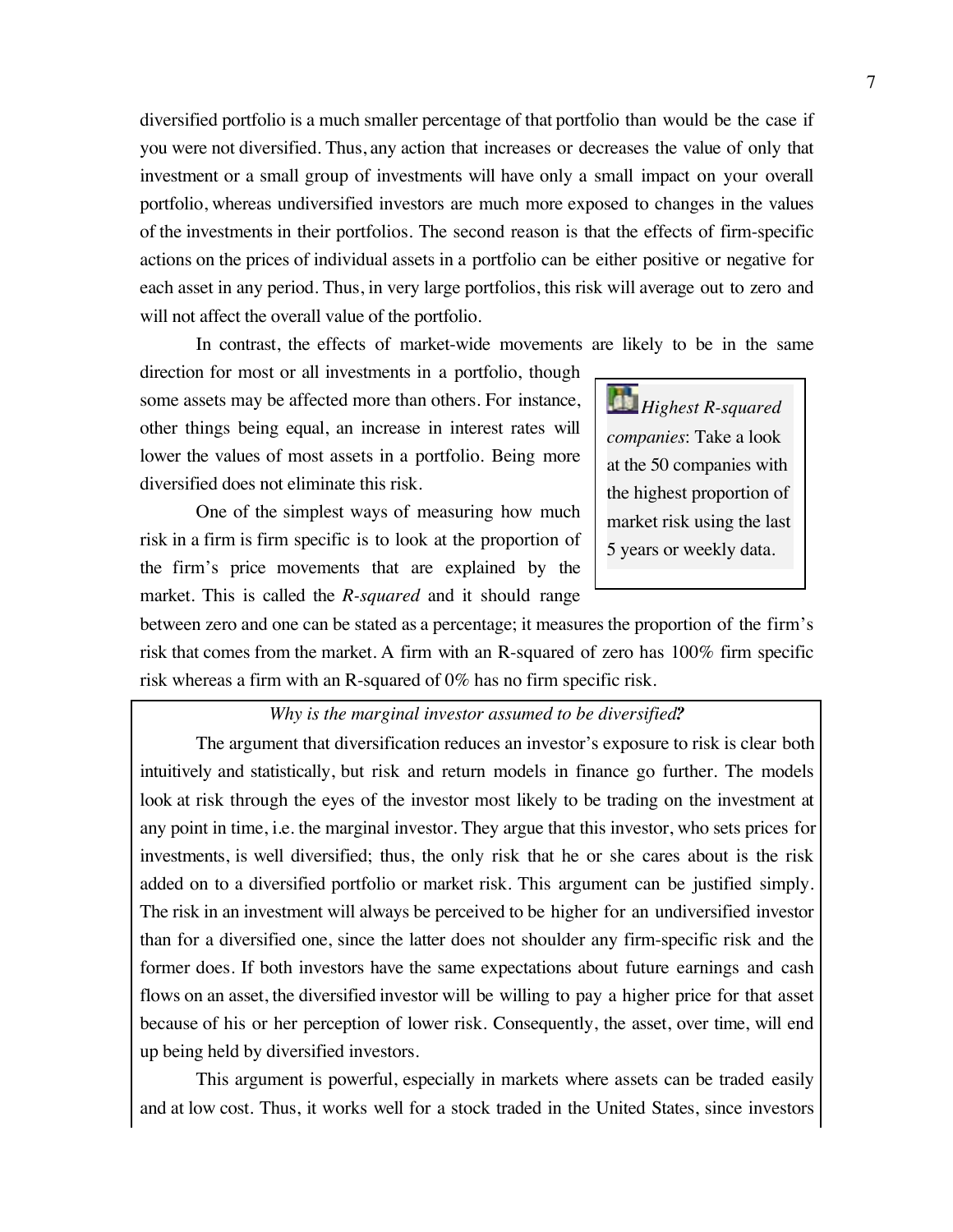diversified portfolio is a much smaller percentage of that portfolio than would be the case if you were not diversified. Thus, any action that increases or decreases the value of only that investment or a small group of investments will have only a small impact on your overall portfolio, whereas undiversified investors are much more exposed to changes in the values of the investments in their portfolios. The second reason is that the effects of firm-specific actions on the prices of individual assets in a portfolio can be either positive or negative for each asset in any period. Thus, in very large portfolios, this risk will average out to zero and will not affect the overall value of the portfolio.

In contrast, the effects of market-wide movements are likely to be in the same direction for most or all investments in a portfolio, though some assets may be affected more than others. For instance, other things being equal, an increase in interest rates will lower the values of most assets in a portfolio. Being more diversified does not eliminate this risk.

> *Highest R-squared companies*: Take a look at the 50 companies with the highest proportion of market risk using the last 5 years or weekly data.

One of the simplest ways of measuring how much risk in a firm is firm specific is to look at the proportion of the firm's price movements that are explained by the market. This is called the *R-squared* and it should range between zero and one can be stated as a percentage; it measures the proportion of the firm's risk that comes from the market. A firm with an R-squared of zero has 100% firm specific risk whereas a firm with an R-squared of 0% has no firm specific risk.

> *Why is the marginal investor assumed to be diversified?*
>
> The argument that diversification reduces an investor's exposure to risk is clear both intuitively and statistically, but risk and return models in finance go further. The models look at risk through the eyes of the investor most likely to be trading on the investment at any point in time, i.e. the marginal investor. They argue that this investor, who sets prices for investments, is well diversified; thus, the only risk that he or she cares about is the risk added on to a diversified portfolio or market risk. This argument can be justified simply. The risk in an investment will always be perceived to be higher for an undiversified investor than for a diversified one, since the latter does not shoulder any firm-specific risk and the former does. If both investors have the same expectations about future earnings and cash flows on an asset, the diversified investor will be willing to pay a higher price for that asset because of his or her perception of lower risk. Consequently, the asset, over time, will end up being held by diversified investors.
>
> This argument is powerful, especially in markets where assets can be traded easily and at low cost. Thus, it works well for a stock traded in the United States, since investors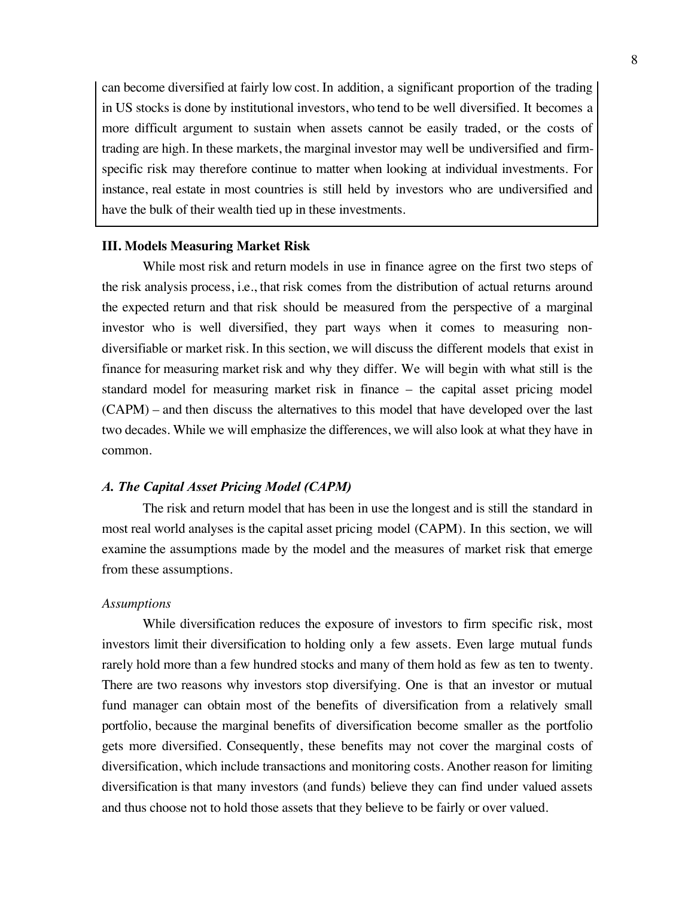can become diversified at fairly low cost. In addition, a significant proportion of the trading in US stocks is done by institutional investors, who tend to be well diversified. It becomes a more difficult argument to sustain when assets cannot be easily traded, or the costs of trading are high. In these markets, the marginal investor may well be undiversified and firm-specific risk may therefore continue to matter when looking at individual investments. For instance, real estate in most countries is still held by investors who are undiversified and have the bulk of their wealth tied up in these investments.

## III. Models Measuring Market Risk

While most risk and return models in use in finance agree on the first two steps of the risk analysis process, i.e., that risk comes from the distribution of actual returns around the expected return and that risk should be measured from the perspective of a marginal investor who is well diversified, they part ways when it comes to measuring non-diversifiable or market risk. In this section, we will discuss the different models that exist in finance for measuring market risk and why they differ. We will begin with what still is the standard model for measuring market risk in finance – the capital asset pricing model (CAPM) – and then discuss the alternatives to this model that have developed over the last two decades. While we will emphasize the differences, we will also look at what they have in common.

### *A. The Capital Asset Pricing Model (CAPM)*

The risk and return model that has been in use the longest and is still the standard in most real world analyses is the capital asset pricing model (CAPM). In this section, we will examine the assumptions made by the model and the measures of market risk that emerge from these assumptions.

#### *Assumptions*

While diversification reduces the exposure of investors to firm specific risk, most investors limit their diversification to holding only a few assets. Even large mutual funds rarely hold more than a few hundred stocks and many of them hold as few as ten to twenty. There are two reasons why investors stop diversifying. One is that an investor or mutual fund manager can obtain most of the benefits of diversification from a relatively small portfolio, because the marginal benefits of diversification become smaller as the portfolio gets more diversified. Consequently, these benefits may not cover the marginal costs of diversification, which include transactions and monitoring costs. Another reason for limiting diversification is that many investors (and funds) believe they can find under valued assets and thus choose not to hold those assets that they believe to be fairly or over valued.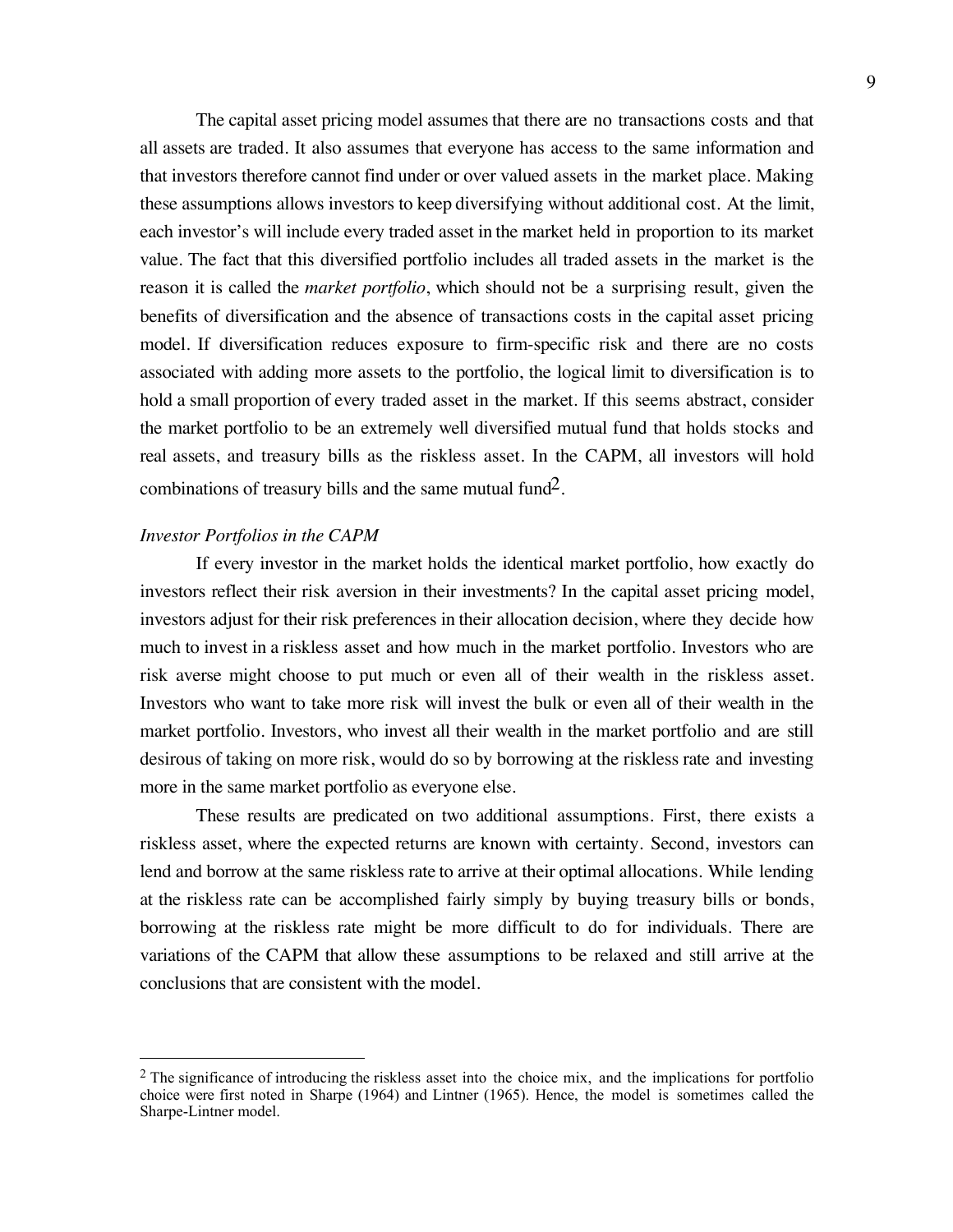The capital asset pricing model assumes that there are no transactions costs and that all assets are traded. It also assumes that everyone has access to the same information and that investors therefore cannot find under or over valued assets in the market place. Making these assumptions allows investors to keep diversifying without additional cost. At the limit, each investor's will include every traded asset in the market held in proportion to its market value. The fact that this diversified portfolio includes all traded assets in the market is the reason it is called the *market portfolio*, which should not be a surprising result, given the benefits of diversification and the absence of transactions costs in the capital asset pricing model. If diversification reduces exposure to firm-specific risk and there are no costs associated with adding more assets to the portfolio, the logical limit to diversification is to hold a small proportion of every traded asset in the market. If this seems abstract, consider the market portfolio to be an extremely well diversified mutual fund that holds stocks and real assets, and treasury bills as the riskless asset. In the CAPM, all investors will hold combinations of treasury bills and the same mutual fund[2].

*Investor Portfolios in the CAPM*

If every investor in the market holds the identical market portfolio, how exactly do investors reflect their risk aversion in their investments? In the capital asset pricing model, investors adjust for their risk preferences in their allocation decision, where they decide how much to invest in a riskless asset and how much in the market portfolio. Investors who are risk averse might choose to put much or even all of their wealth in the riskless asset. Investors who want to take more risk will invest the bulk or even all of their wealth in the market portfolio. Investors, who invest all their wealth in the market portfolio and are still desirous of taking on more risk, would do so by borrowing at the riskless rate and investing more in the same market portfolio as everyone else.

These results are predicated on two additional assumptions. First, there exists a riskless asset, where the expected returns are known with certainty. Second, investors can lend and borrow at the same riskless rate to arrive at their optimal allocations. While lending at the riskless rate can be accomplished fairly simply by buying treasury bills or bonds, borrowing at the riskless rate might be more difficult to do for individuals. There are variations of the CAPM that allow these assumptions to be relaxed and still arrive at the conclusions that are consistent with the model.

---

[2] The significance of introducing the riskless asset into the choice mix, and the implications for portfolio choice were first noted in Sharpe (1964) and Lintner (1965). Hence, the model is sometimes called the Sharpe-Lintner model.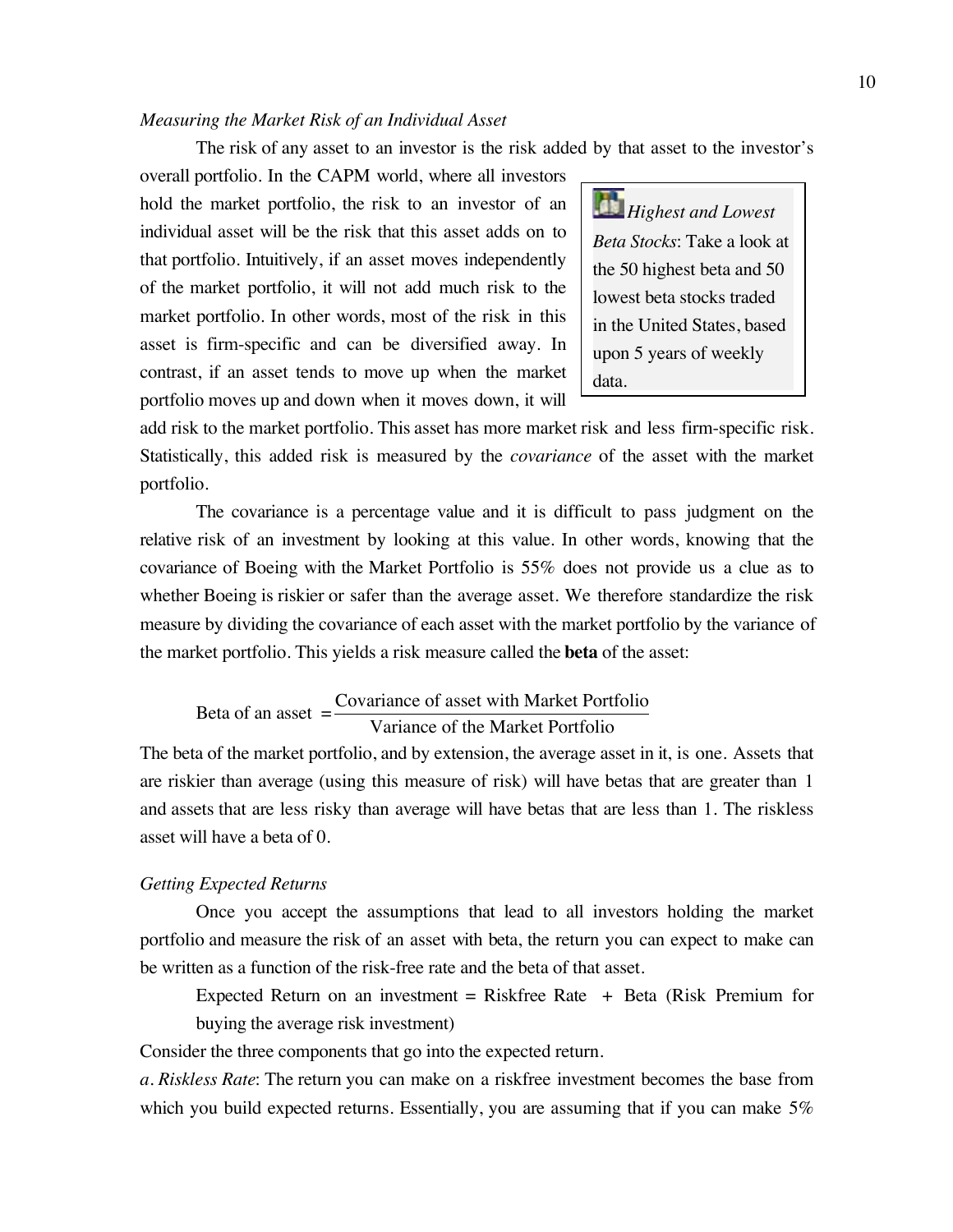*Measuring the Market Risk of an Individual Asset*

The risk of any asset to an investor is the risk added by that asset to the investor's overall portfolio. In the CAPM world, where all investors hold the market portfolio, the risk to an investor of an individual asset will be the risk that this asset adds on to that portfolio. Intuitively, if an asset moves independently of the market portfolio, it will not add much risk to the market portfolio. In other words, most of the risk in this asset is firm-specific and can be diversified away. In contrast, if an asset tends to move up when the market portfolio moves up and down when it moves down, it will add risk to the market portfolio. This asset has more market risk and less firm-specific risk. Statistically, this added risk is measured by the *covariance* of the asset with the market portfolio.

> *Highest and Lowest Beta Stocks*: Take a look at the 50 highest beta and 50 lowest beta stocks traded in the United States, based upon 5 years of weekly data.

The covariance is a percentage value and it is difficult to pass judgment on the relative risk of an investment by looking at this value. In other words, knowing that the covariance of Boeing with the Market Portfolio is 55% does not provide us a clue as to whether Boeing is riskier or safer than the average asset. We therefore standardize the risk measure by dividing the covariance of each asset with the market portfolio by the variance of the market portfolio. This yields a risk measure called the **beta** of the asset:

$$\text{Beta of an asset} = \frac{\text{Covariance of asset with Market Portfolio}}{\text{Variance of the Market Portfolio}}$$

The beta of the market portfolio, and by extension, the average asset in it, is one. Assets that are riskier than average (using this measure of risk) will have betas that are greater than 1 and assets that are less risky than average will have betas that are less than 1. The riskless asset will have a beta of 0.

*Getting Expected Returns*

Once you accept the assumptions that lead to all investors holding the market portfolio and measure the risk of an asset with beta, the return you can expect to make can be written as a function of the risk-free rate and the beta of that asset.

Expected Return on an investment = Riskfree Rate + Beta (Risk Premium for buying the average risk investment)

Consider the three components that go into the expected return.

*a. Riskless Rate*: The return you can make on a riskfree investment becomes the base from which you build expected returns. Essentially, you are assuming that if you can make 5%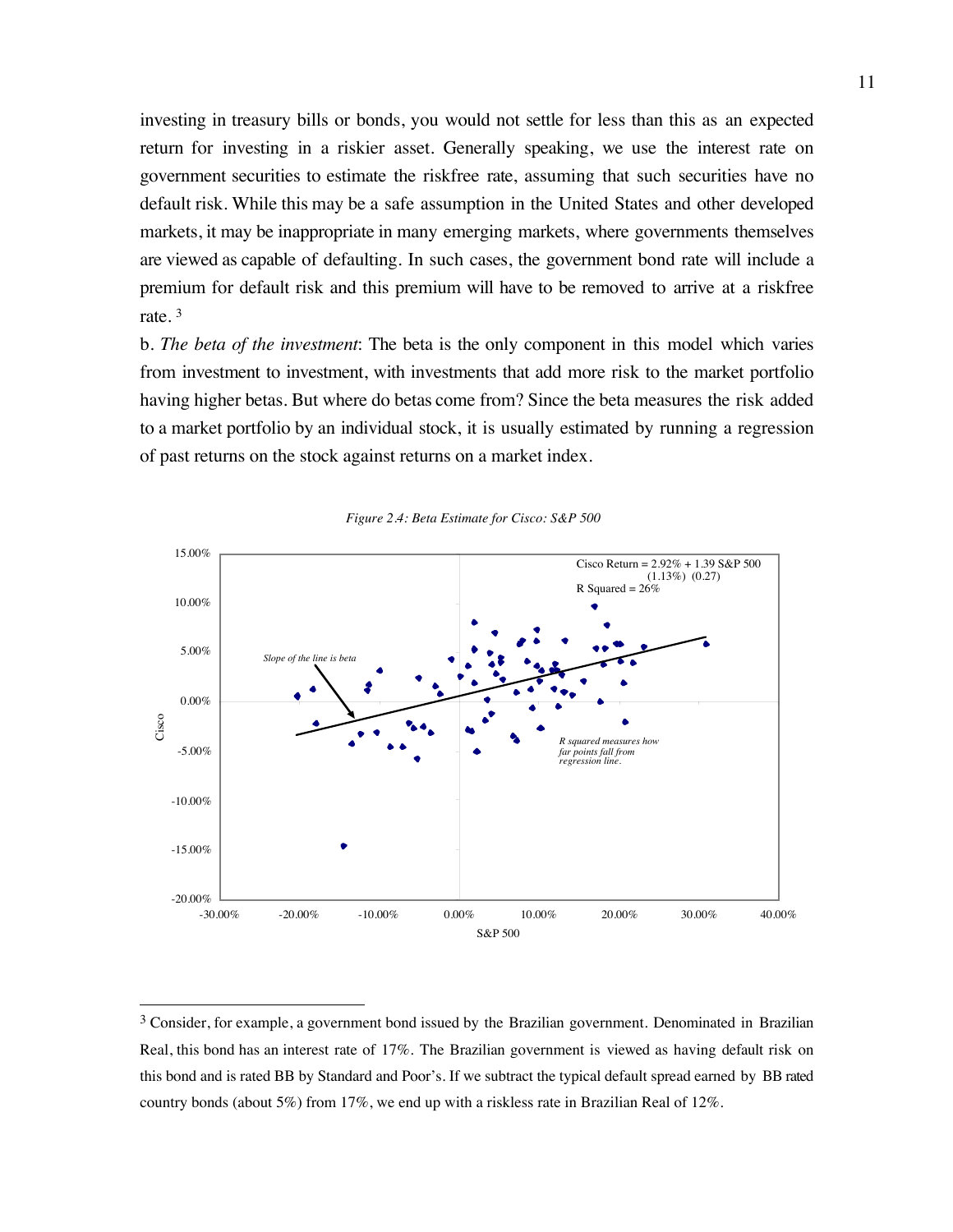investing in treasury bills or bonds, you would not settle for less than this as an expected return for investing in a riskier asset. Generally speaking, we use the interest rate on government securities to estimate the riskfree rate, assuming that such securities have no default risk. While this may be a safe assumption in the United States and other developed markets, it may be inappropriate in many emerging markets, where governments themselves are viewed as capable of defaulting. In such cases, the government bond rate will include a premium for default risk and this premium will have to be removed to arrive at a riskfree rate. [3]

b. *The beta of the investment*: The beta is the only component in this model which varies from investment to investment, with investments that add more risk to the market portfolio having higher betas. But where do betas come from? Since the beta measures the risk added to a market portfolio by an individual stock, it is usually estimated by running a regression of past returns on the stock against returns on a market index.

*Figure 2.4: Beta Estimate for Cisco: S&P 500*

Cisco Return = 2.92% + 1.39 S&P 500
(1.13%) (0.27)
R Squared = 26%

Slope of the line is beta

R squared measures how far points fall from regression line.

---

[3] Consider, for example, a government bond issued by the Brazilian government. Denominated in Brazilian Real, this bond has an interest rate of 17%. The Brazilian government is viewed as having default risk on this bond and is rated BB by Standard and Poor's. If we subtract the typical default spread earned by BB rated country bonds (about 5%) from 17%, we end up with a riskless rate in Brazilian Real of 12%.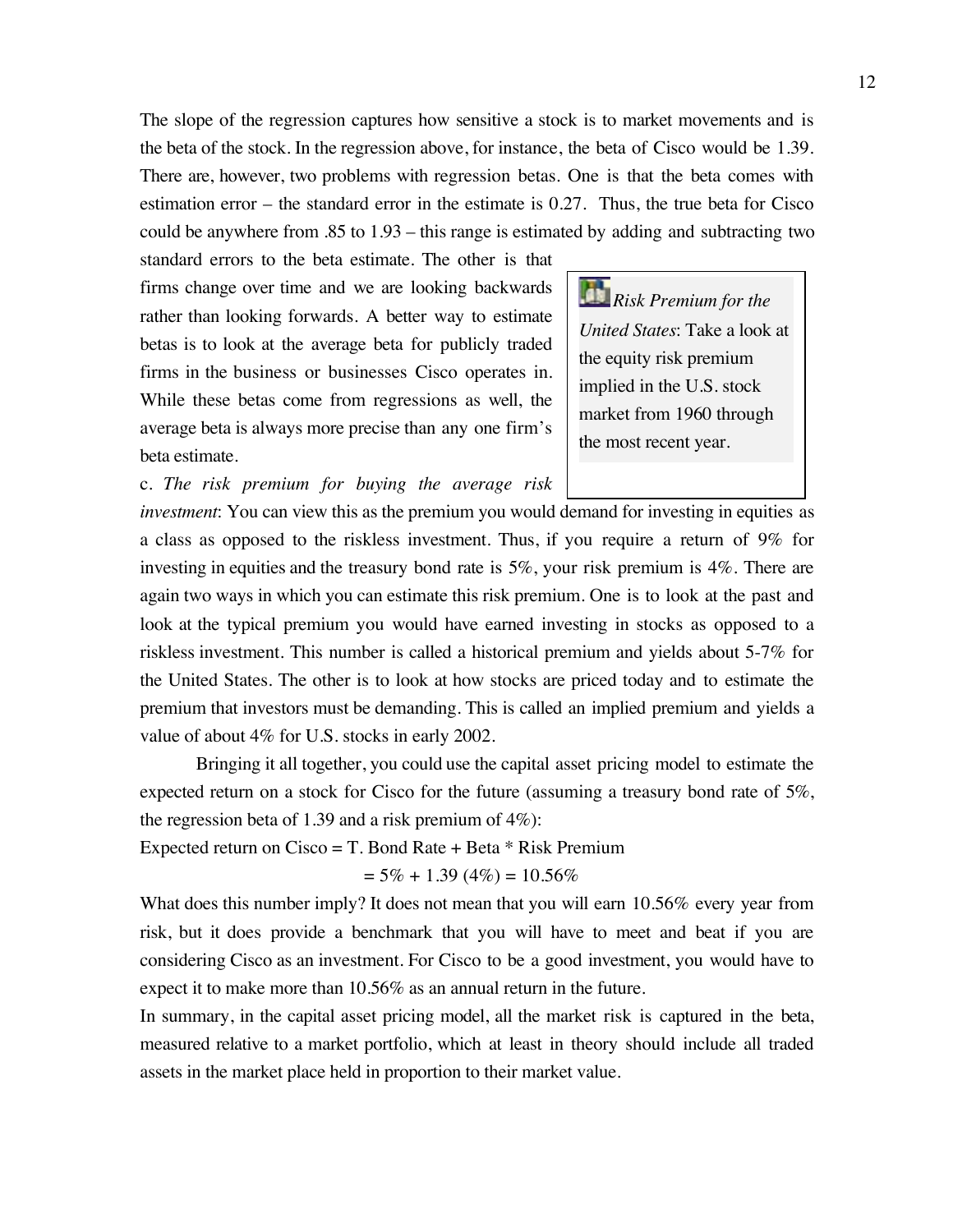The slope of the regression captures how sensitive a stock is to market movements and is the beta of the stock. In the regression above, for instance, the beta of Cisco would be 1.39. There are, however, two problems with regression betas. One is that the beta comes with estimation error – the standard error in the estimate is 0.27. Thus, the true beta for Cisco could be anywhere from .85 to 1.93 – this range is estimated by adding and subtracting two standard errors to the beta estimate. The other is that firms change over time and we are looking backwards rather than looking forwards. A better way to estimate betas is to look at the average beta for publicly traded firms in the business or businesses Cisco operates in. While these betas come from regressions as well, the average beta is always more precise than any one firm's beta estimate.

> *Risk Premium for the United States*: Take a look at the equity risk premium implied in the U.S. stock market from 1960 through the most recent year.

c. *The risk premium for buying the average risk investment*: You can view this as the premium you would demand for investing in equities as a class as opposed to the riskless investment. Thus, if you require a return of 9% for investing in equities and the treasury bond rate is 5%, your risk premium is 4%. There are again two ways in which you can estimate this risk premium. One is to look at the past and look at the typical premium you would have earned investing in stocks as opposed to a riskless investment. This number is called a historical premium and yields about 5-7% for the United States. The other is to look at how stocks are priced today and to estimate the premium that investors must be demanding. This is called an implied premium and yields a value of about 4% for U.S. stocks in early 2002.

Bringing it all together, you could use the capital asset pricing model to estimate the expected return on a stock for Cisco for the future (assuming a treasury bond rate of 5%, the regression beta of 1.39 and a risk premium of 4%):

Expected return on Cisco = T. Bond Rate + Beta * Risk Premium

$$= 5\% + 1.39\ (4\%) = 10.56\%$$

What does this number imply? It does not mean that you will earn 10.56% every year from risk, but it does provide a benchmark that you will have to meet and beat if you are considering Cisco as an investment. For Cisco to be a good investment, you would have to expect it to make more than 10.56% as an annual return in the future.

In summary, in the capital asset pricing model, all the market risk is captured in the beta, measured relative to a market portfolio, which at least in theory should include all traded assets in the market place held in proportion to their market value.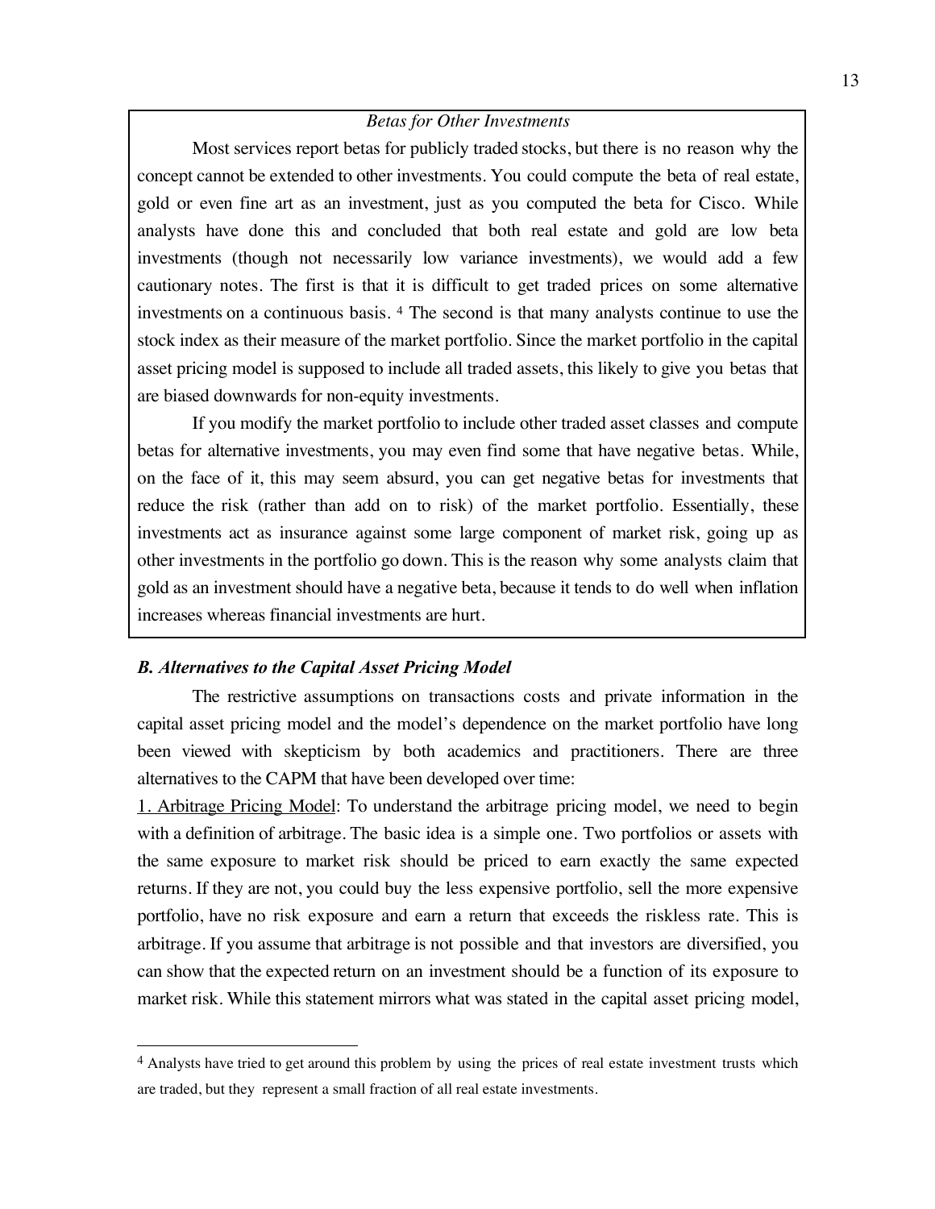*Betas for Other Investments*

Most services report betas for publicly traded stocks, but there is no reason why the concept cannot be extended to other investments. You could compute the beta of real estate, gold or even fine art as an investment, just as you computed the beta for Cisco. While analysts have done this and concluded that both real estate and gold are low beta investments (though not necessarily low variance investments), we would add a few cautionary notes. The first is that it is difficult to get traded prices on some alternative investments on a continuous basis. [4] The second is that many analysts continue to use the stock index as their measure of the market portfolio. Since the market portfolio in the capital asset pricing model is supposed to include all traded assets, this likely to give you betas that are biased downwards for non-equity investments.

If you modify the market portfolio to include other traded asset classes and compute betas for alternative investments, you may even find some that have negative betas. While, on the face of it, this may seem absurd, you can get negative betas for investments that reduce the risk (rather than add on to risk) of the market portfolio. Essentially, these investments act as insurance against some large component of market risk, going up as other investments in the portfolio go down. This is the reason why some analysts claim that gold as an investment should have a negative beta, because it tends to do well when inflation increases whereas financial investments are hurt.

### *B. Alternatives to the Capital Asset Pricing Model*

The restrictive assumptions on transactions costs and private information in the capital asset pricing model and the model's dependence on the market portfolio have long been viewed with skepticism by both academics and practitioners. There are three alternatives to the CAPM that have been developed over time:

1. Arbitrage Pricing Model: To understand the arbitrage pricing model, we need to begin with a definition of arbitrage. The basic idea is a simple one. Two portfolios or assets with the same exposure to market risk should be priced to earn exactly the same expected returns. If they are not, you could buy the less expensive portfolio, sell the more expensive portfolio, have no risk exposure and earn a return that exceeds the riskless rate. This is arbitrage. If you assume that arbitrage is not possible and that investors are diversified, you can show that the expected return on an investment should be a function of its exposure to market risk. While this statement mirrors what was stated in the capital asset pricing model,

---

[4] Analysts have tried to get around this problem by using the prices of real estate investment trusts which are traded, but they represent a small fraction of all real estate investments.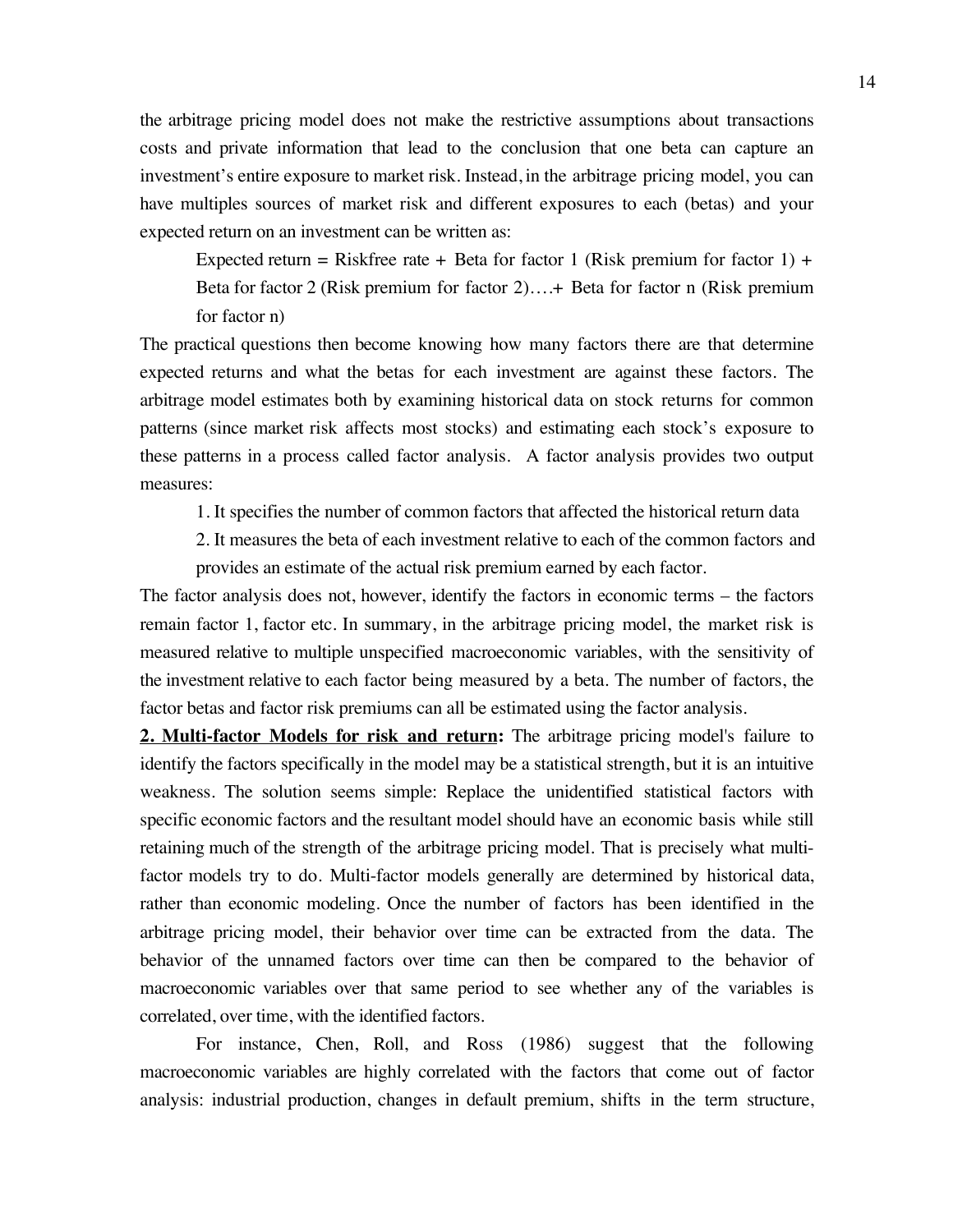the arbitrage pricing model does not make the restrictive assumptions about transactions costs and private information that lead to the conclusion that one beta can capture an investment's entire exposure to market risk. Instead, in the arbitrage pricing model, you can have multiples sources of market risk and different exposures to each (betas) and your expected return on an investment can be written as:

> Expected return = Riskfree rate + Beta for factor 1 (Risk premium for factor 1) + Beta for factor 2 (Risk premium for factor 2)….+ Beta for factor n (Risk premium for factor n)

The practical questions then become knowing how many factors there are that determine expected returns and what the betas for each investment are against these factors. The arbitrage model estimates both by examining historical data on stock returns for common patterns (since market risk affects most stocks) and estimating each stock's exposure to these patterns in a process called factor analysis. A factor analysis provides two output measures:

1. It specifies the number of common factors that affected the historical return data
2. It measures the beta of each investment relative to each of the common factors and provides an estimate of the actual risk premium earned by each factor.

The factor analysis does not, however, identify the factors in economic terms – the factors remain factor 1, factor etc. In summary, in the arbitrage pricing model, the market risk is measured relative to multiple unspecified macroeconomic variables, with the sensitivity of the investment relative to each factor being measured by a beta. The number of factors, the factor betas and factor risk premiums can all be estimated using the factor analysis.

**2. Multi-factor Models for risk and return:** The arbitrage pricing model's failure to identify the factors specifically in the model may be a statistical strength, but it is an intuitive weakness. The solution seems simple: Replace the unidentified statistical factors with specific economic factors and the resultant model should have an economic basis while still retaining much of the strength of the arbitrage pricing model. That is precisely what multi-factor models try to do. Multi-factor models generally are determined by historical data, rather than economic modeling. Once the number of factors has been identified in the arbitrage pricing model, their behavior over time can be extracted from the data. The behavior of the unnamed factors over time can then be compared to the behavior of macroeconomic variables over that same period to see whether any of the variables is correlated, over time, with the identified factors.

For instance, Chen, Roll, and Ross (1986) suggest that the following macroeconomic variables are highly correlated with the factors that come out of factor analysis: industrial production, changes in default premium, shifts in the term structure,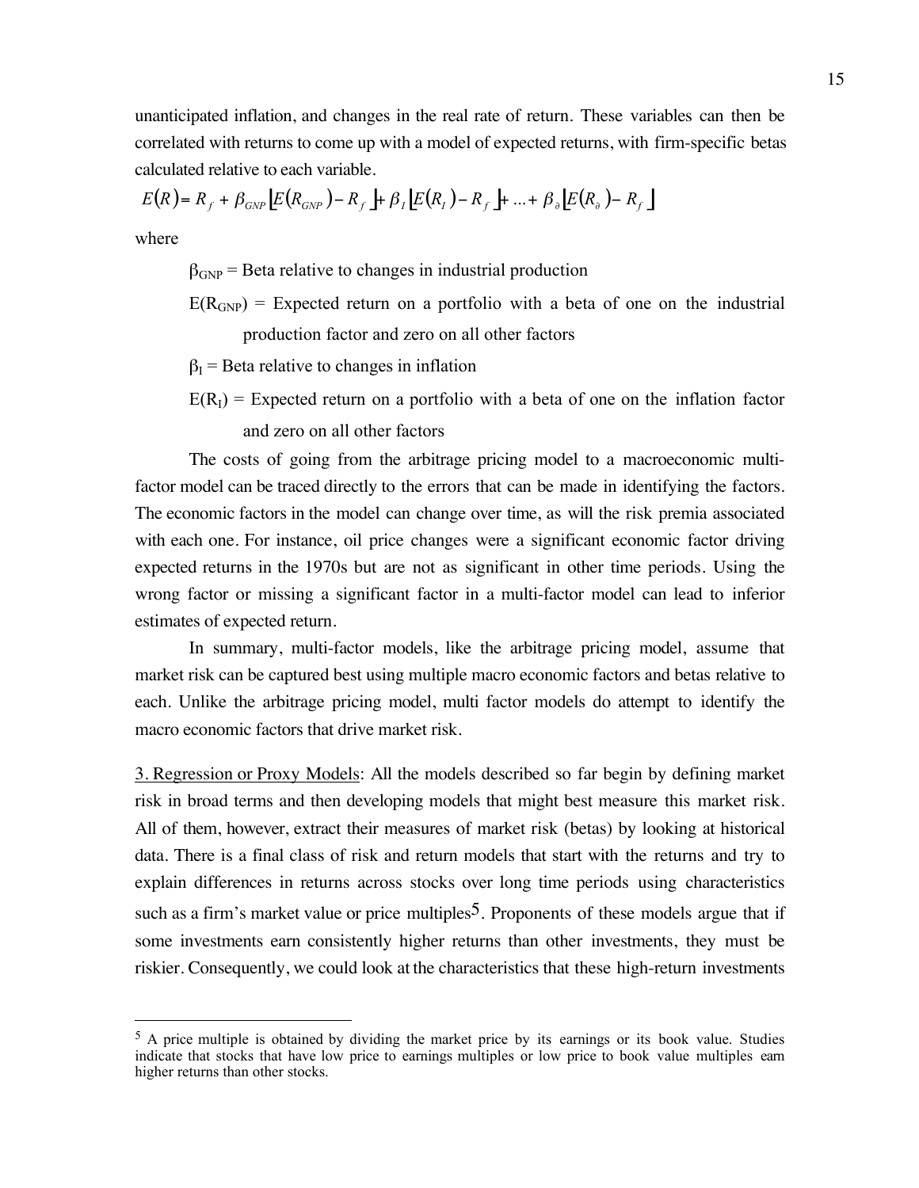unanticipated inflation, and changes in the real rate of return. These variables can then be correlated with returns to come up with a model of expected returns, with firm-specific betas calculated relative to each variable.

$$E(R) = R_f + \beta_{GNP}\left[E(R_{GNP}) - R_f\right] + \beta_I\left[E(R_I) - R_f\right] + \ldots + \beta_\partial\left[E(R_\partial) - R_f\right]$$

where

$\beta_{GNP}$ = Beta relative to changes in industrial production

$E(R_{GNP})$ = Expected return on a portfolio with a beta of one on the industrial production factor and zero on all other factors

$\beta_I$ = Beta relative to changes in inflation

$E(R_I)$ = Expected return on a portfolio with a beta of one on the inflation factor and zero on all other factors

The costs of going from the arbitrage pricing model to a macroeconomic multi-factor model can be traced directly to the errors that can be made in identifying the factors. The economic factors in the model can change over time, as will the risk premia associated with each one. For instance, oil price changes were a significant economic factor driving expected returns in the 1970s but are not as significant in other time periods. Using the wrong factor or missing a significant factor in a multi-factor model can lead to inferior estimates of expected return.

In summary, multi-factor models, like the arbitrage pricing model, assume that market risk can be captured best using multiple macro economic factors and betas relative to each. Unlike the arbitrage pricing model, multi factor models do attempt to identify the macro economic factors that drive market risk.

3. Regression or Proxy Models: All the models described so far begin by defining market risk in broad terms and then developing models that might best measure this market risk. All of them, however, extract their measures of market risk (betas) by looking at historical data. There is a final class of risk and return models that start with the returns and try to explain differences in returns across stocks over long time periods using characteristics such as a firm's market value or price multiples[5]. Proponents of these models argue that if some investments earn consistently higher returns than other investments, they must be riskier. Consequently, we could look at the characteristics that these high-return investments

---

[5] A price multiple is obtained by dividing the market price by its earnings or its book value. Studies indicate that stocks that have low price to earnings multiples or low price to book value multiples earn higher returns than other stocks.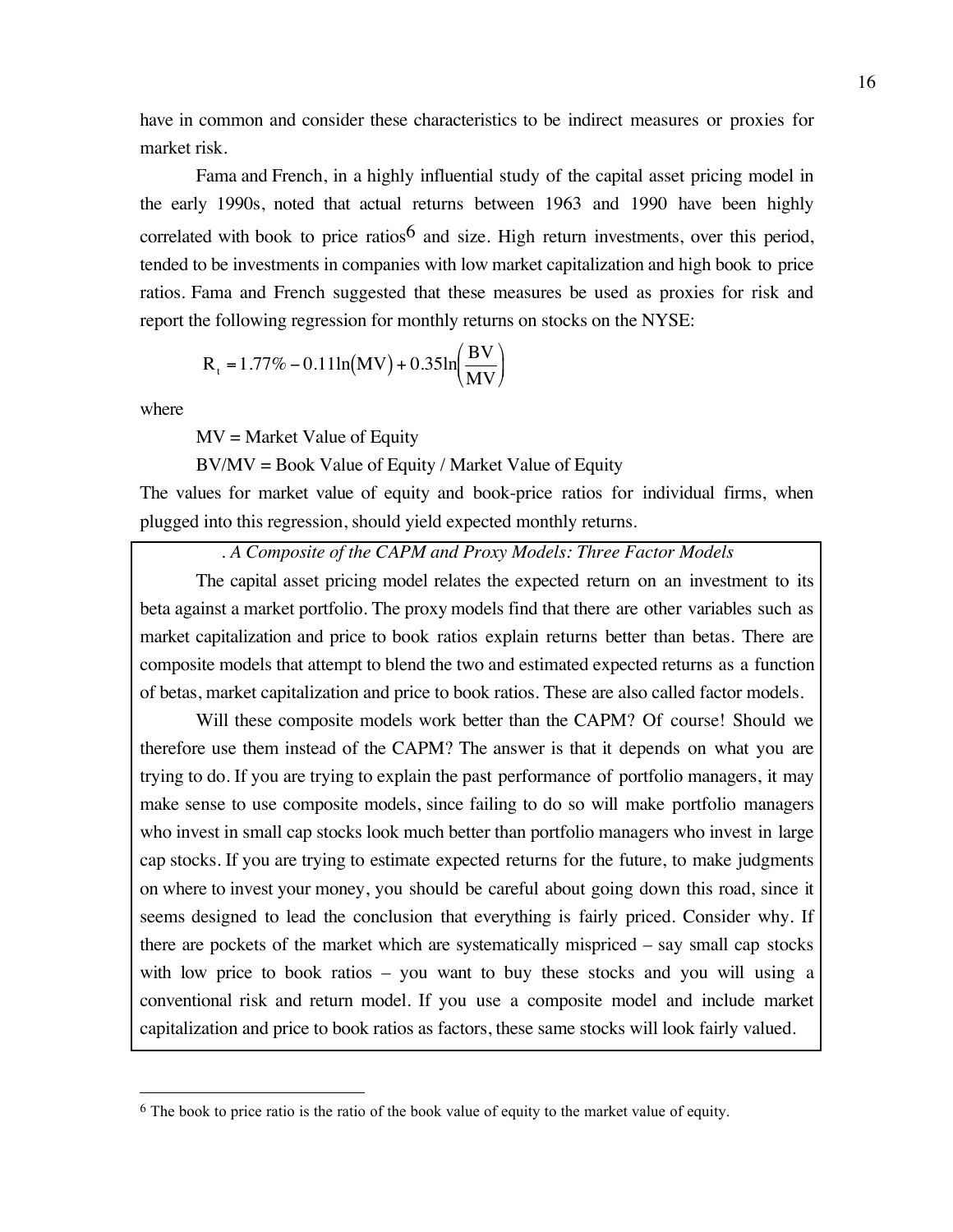have in common and consider these characteristics to be indirect measures or proxies for market risk.

Fama and French, in a highly influential study of the capital asset pricing model in the early 1990s, noted that actual returns between 1963 and 1990 have been highly correlated with book to price ratios[6] and size. High return investments, over this period, tended to be investments in companies with low market capitalization and high book to price ratios. Fama and French suggested that these measures be used as proxies for risk and report the following regression for monthly returns on stocks on the NYSE:

$$R_t = 1.77\% - 0.11 \ln(MV) + 0.35 \ln\left(\frac{BV}{MV}\right)$$

where

MV = Market Value of Equity

BV/MV = Book Value of Equity / Market Value of Equity

The values for market value of equity and book-price ratios for individual firms, when plugged into this regression, should yield expected monthly returns.

*. A Composite of the CAPM and Proxy Models: Three Factor Models*

The capital asset pricing model relates the expected return on an investment to its beta against a market portfolio. The proxy models find that there are other variables such as market capitalization and price to book ratios explain returns better than betas. There are composite models that attempt to blend the two and estimated expected returns as a function of betas, market capitalization and price to book ratios. These are also called factor models.

Will these composite models work better than the CAPM? Of course! Should we therefore use them instead of the CAPM? The answer is that it depends on what you are trying to do. If you are trying to explain the past performance of portfolio managers, it may make sense to use composite models, since failing to do so will make portfolio managers who invest in small cap stocks look much better than portfolio managers who invest in large cap stocks. If you are trying to estimate expected returns for the future, to make judgments on where to invest your money, you should be careful about going down this road, since it seems designed to lead the conclusion that everything is fairly priced. Consider why. If there are pockets of the market which are systematically mispriced – say small cap stocks with low price to book ratios – you want to buy these stocks and you will using a conventional risk and return model. If you use a composite model and include market capitalization and price to book ratios as factors, these same stocks will look fairly valued.

[6] The book to price ratio is the ratio of the book value of equity to the market value of equity.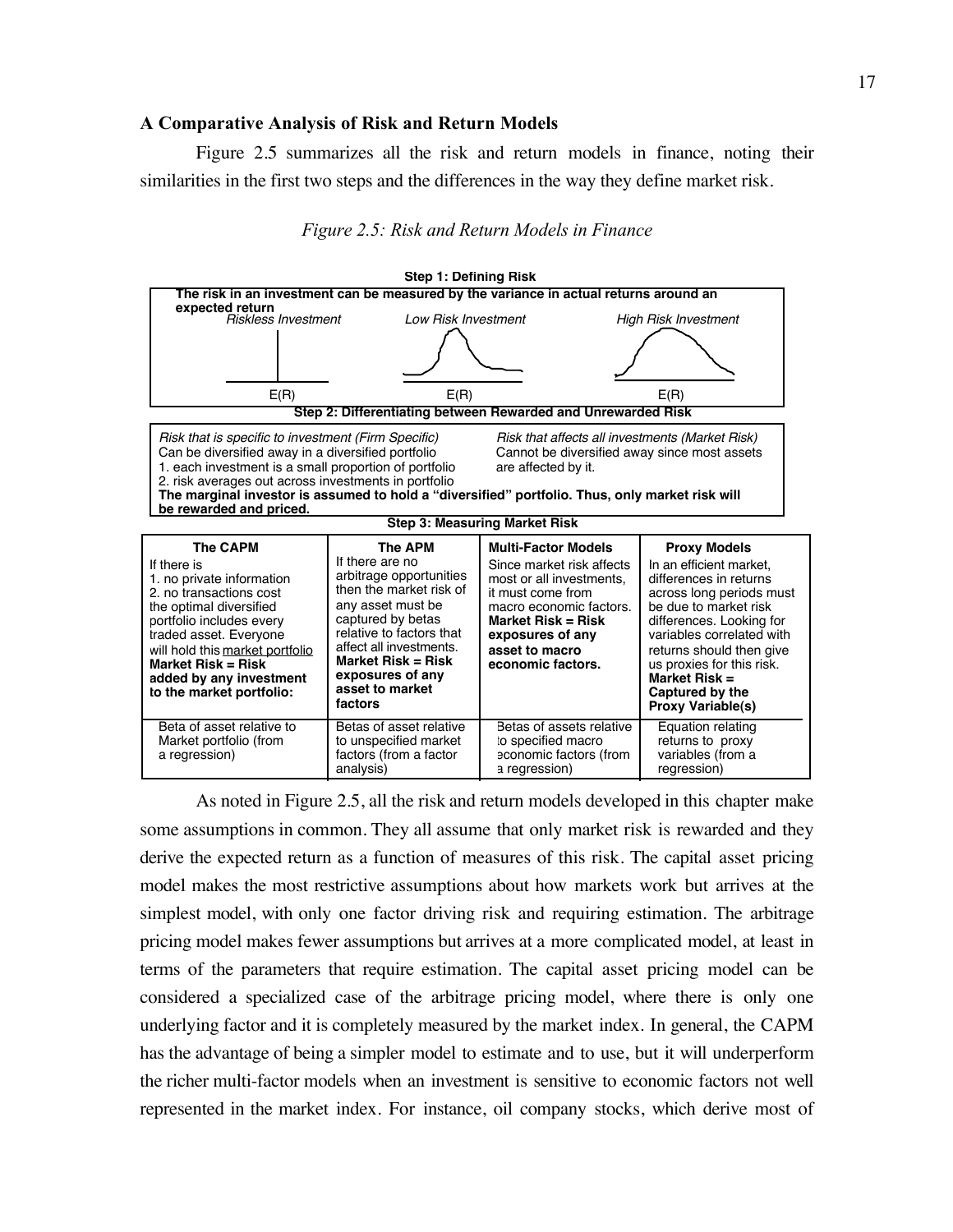### A Comparative Analysis of Risk and Return Models

Figure 2.5 summarizes all the risk and return models in finance, noting their similarities in the first two steps and the differences in the way they define market risk.

*Figure 2.5: Risk and Return Models in Finance*

**Step 1: Defining Risk**

**The risk in an investment can be measured by the variance in actual returns around an expected return**

| *Riskless Investment* | *Low Risk Investment* | *High Risk Investment* |
|---|---|---|
| E(R) | E(R) | E(R) |

**Step 2: Differentiating between Rewarded and Unrewarded Risk**

| *Risk that is specific to investment (Firm Specific)* | *Risk that affects all investments (Market Risk)* |
|---|---|
| Can be diversified away in a diversified portfolio<br>1. each investment is a small proportion of portfolio<br>2. risk averages out across investments in portfolio | Cannot be diversified away since most assets are affected by it. |

**The marginal investor is assumed to hold a "diversified" portfolio. Thus, only market risk will be rewarded and priced.**

**Step 3: Measuring Market Risk**

| The CAPM | The APM | Multi-Factor Models | Proxy Models |
|---|---|---|---|
| If there is<br>1. no private information<br>2. no transactions cost<br>the optimal diversified portfolio includes every traded asset. Everyone will hold this market portfolio<br>**Market Risk = Risk added by any investment to the market portfolio:** | If there are no arbitrage opportunities then the market risk of any asset must be captured by betas relative to factors that affect all investments.<br>**Market Risk = Risk exposures of any asset to market factors** | Since market risk affects most or all investments, it must come from macro economic factors.<br>**Market Risk = Risk exposures of any asset to macro economic factors.** | In an efficient market, differences in returns across long periods must be due to market risk differences. Looking for variables correlated with returns should then give us proxies for this risk.<br>**Market Risk = Captured by the Proxy Variable(s)** |
| Beta of asset relative to Market portfolio (from a regression) | Betas of asset relative to unspecified market factors (from a factor analysis) | Betas of assets relative to specified macro economic factors (from a regression) | Equation relating returns to proxy variables (from a regression) |

As noted in Figure 2.5, all the risk and return models developed in this chapter make some assumptions in common. They all assume that only market risk is rewarded and they derive the expected return as a function of measures of this risk. The capital asset pricing model makes the most restrictive assumptions about how markets work but arrives at the simplest model, with only one factor driving risk and requiring estimation. The arbitrage pricing model makes fewer assumptions but arrives at a more complicated model, at least in terms of the parameters that require estimation. The capital asset pricing model can be considered a specialized case of the arbitrage pricing model, where there is only one underlying factor and it is completely measured by the market index. In general, the CAPM has the advantage of being a simpler model to estimate and to use, but it will underperform the richer multi-factor models when an investment is sensitive to economic factors not well represented in the market index. For instance, oil company stocks, which derive most of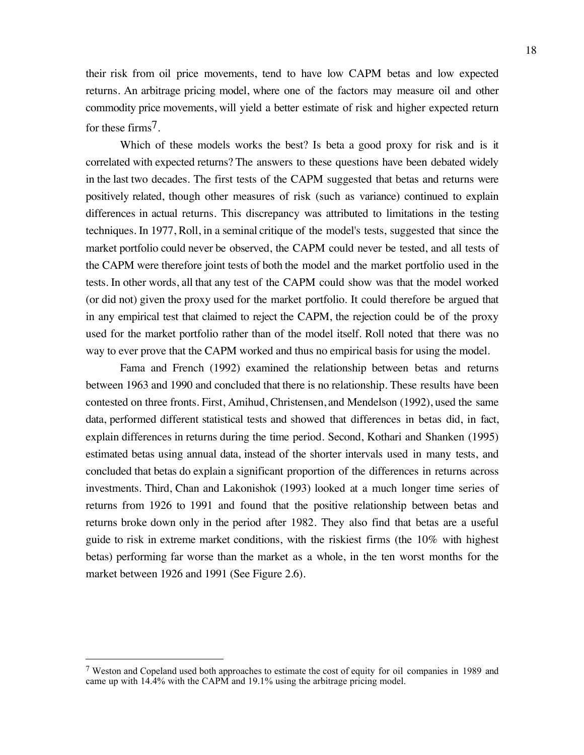their risk from oil price movements, tend to have low CAPM betas and low expected returns. An arbitrage pricing model, where one of the factors may measure oil and other commodity price movements, will yield a better estimate of risk and higher expected return for these firms[7].

Which of these models works the best? Is beta a good proxy for risk and is it correlated with expected returns? The answers to these questions have been debated widely in the last two decades. The first tests of the CAPM suggested that betas and returns were positively related, though other measures of risk (such as variance) continued to explain differences in actual returns. This discrepancy was attributed to limitations in the testing techniques. In 1977, Roll, in a seminal critique of the model's tests, suggested that since the market portfolio could never be observed, the CAPM could never be tested, and all tests of the CAPM were therefore joint tests of both the model and the market portfolio used in the tests. In other words, all that any test of the CAPM could show was that the model worked (or did not) given the proxy used for the market portfolio. It could therefore be argued that in any empirical test that claimed to reject the CAPM, the rejection could be of the proxy used for the market portfolio rather than of the model itself. Roll noted that there was no way to ever prove that the CAPM worked and thus no empirical basis for using the model.

Fama and French (1992) examined the relationship between betas and returns between 1963 and 1990 and concluded that there is no relationship. These results have been contested on three fronts. First, Amihud, Christensen, and Mendelson (1992), used the same data, performed different statistical tests and showed that differences in betas did, in fact, explain differences in returns during the time period. Second, Kothari and Shanken (1995) estimated betas using annual data, instead of the shorter intervals used in many tests, and concluded that betas do explain a significant proportion of the differences in returns across investments. Third, Chan and Lakonishok (1993) looked at a much longer time series of returns from 1926 to 1991 and found that the positive relationship between betas and returns broke down only in the period after 1982. They also find that betas are a useful guide to risk in extreme market conditions, with the riskiest firms (the 10% with highest betas) performing far worse than the market as a whole, in the ten worst months for the market between 1926 and 1991 (See Figure 2.6).

---

[7] Weston and Copeland used both approaches to estimate the cost of equity for oil companies in 1989 and came up with 14.4% with the CAPM and 19.1% using the arbitrage pricing model.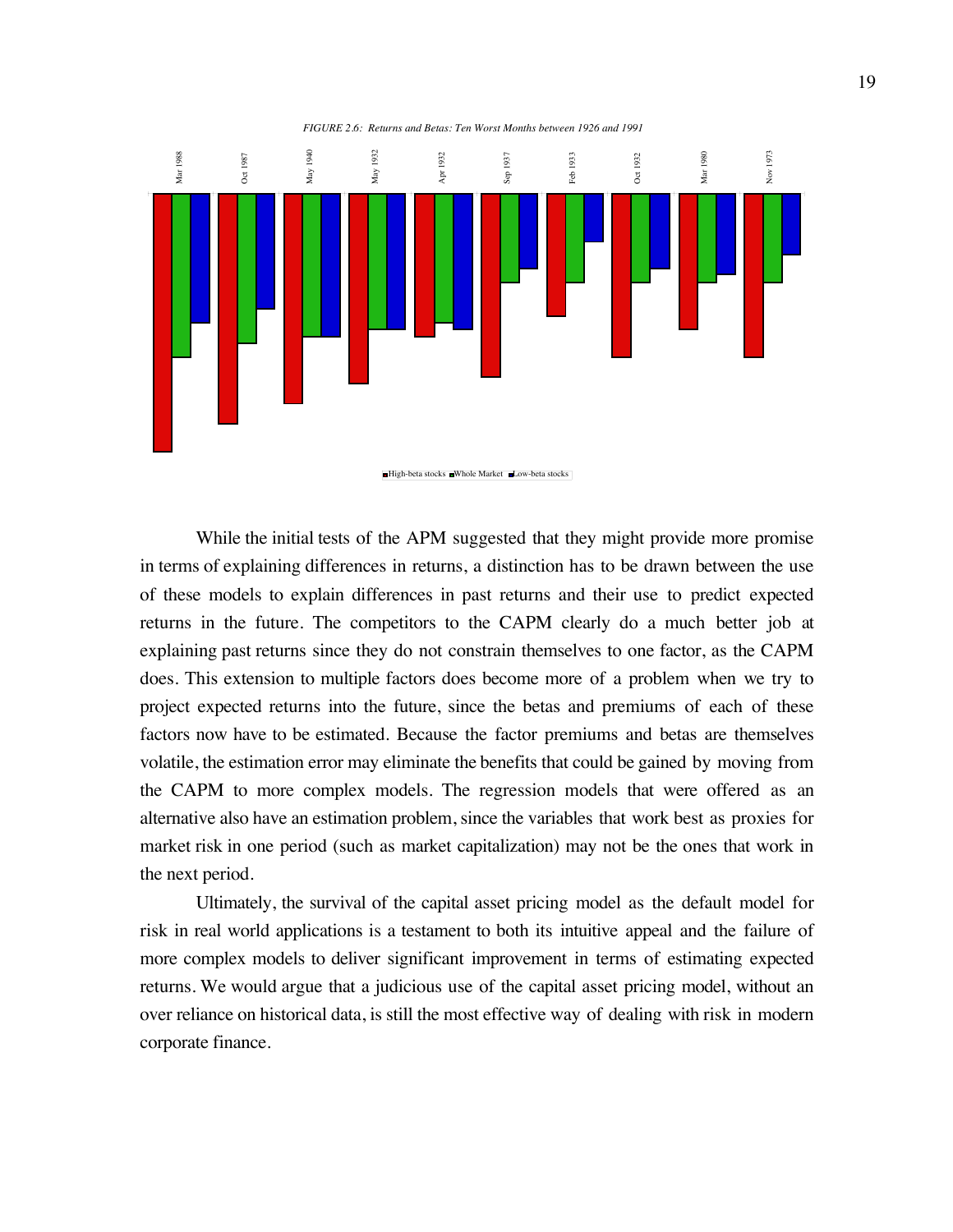*FIGURE 2.6: Returns and Betas: Ten Worst Months between 1926 and 1991*

Mar 1988
Oct 1987
May 1940
May 1932
Apr 1932
Sep 1937
Feb 1933
Oct 1932
Mar 1980
Nov 1973

High-beta stocks Whole Market Low-beta stocks

While the initial tests of the APM suggested that they might provide more promise in terms of explaining differences in returns, a distinction has to be drawn between the use of these models to explain differences in past returns and their use to predict expected returns in the future. The competitors to the CAPM clearly do a much better job at explaining past returns since they do not constrain themselves to one factor, as the CAPM does. This extension to multiple factors does become more of a problem when we try to project expected returns into the future, since the betas and premiums of each of these factors now have to be estimated. Because the factor premiums and betas are themselves volatile, the estimation error may eliminate the benefits that could be gained by moving from the CAPM to more complex models. The regression models that were offered as an alternative also have an estimation problem, since the variables that work best as proxies for market risk in one period (such as market capitalization) may not be the ones that work in the next period.

Ultimately, the survival of the capital asset pricing model as the default model for risk in real world applications is a testament to both its intuitive appeal and the failure of more complex models to deliver significant improvement in terms of estimating expected returns. We would argue that a judicious use of the capital asset pricing model, without an over reliance on historical data, is still the most effective way of dealing with risk in modern corporate finance.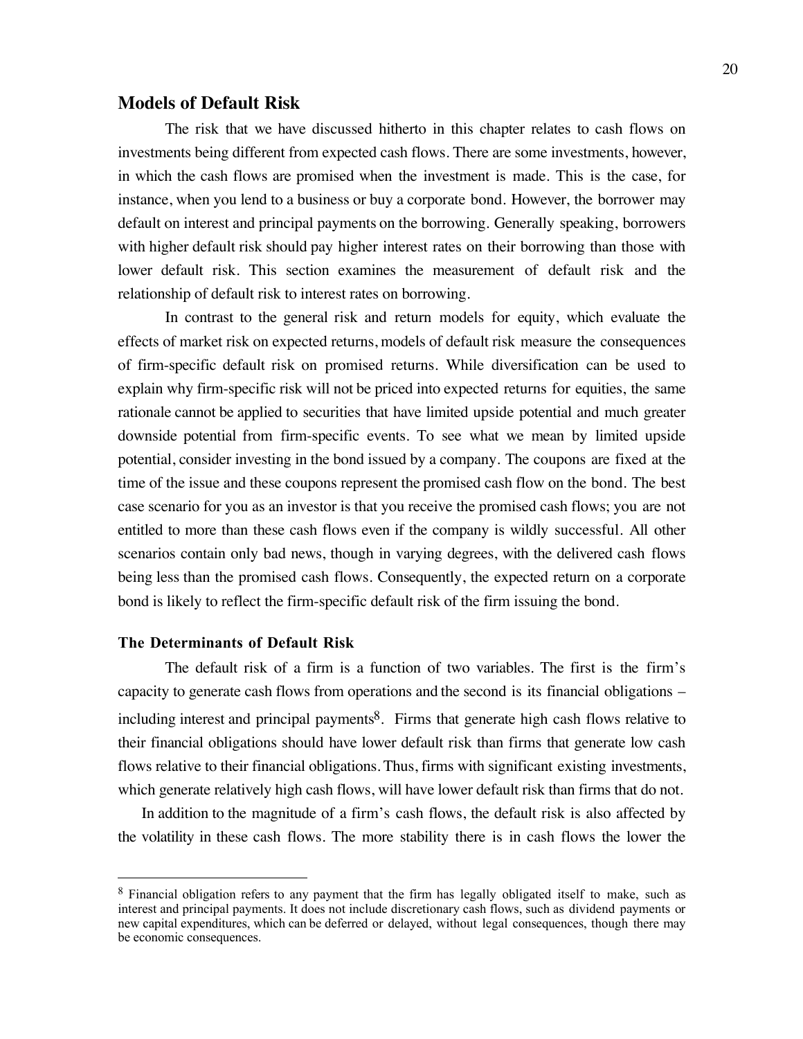## Models of Default Risk

The risk that we have discussed hitherto in this chapter relates to cash flows on investments being different from expected cash flows. There are some investments, however, in which the cash flows are promised when the investment is made. This is the case, for instance, when you lend to a business or buy a corporate bond. However, the borrower may default on interest and principal payments on the borrowing. Generally speaking, borrowers with higher default risk should pay higher interest rates on their borrowing than those with lower default risk. This section examines the measurement of default risk and the relationship of default risk to interest rates on borrowing.

In contrast to the general risk and return models for equity, which evaluate the effects of market risk on expected returns, models of default risk measure the consequences of firm-specific default risk on promised returns. While diversification can be used to explain why firm-specific risk will not be priced into expected returns for equities, the same rationale cannot be applied to securities that have limited upside potential and much greater downside potential from firm-specific events. To see what we mean by limited upside potential, consider investing in the bond issued by a company. The coupons are fixed at the time of the issue and these coupons represent the promised cash flow on the bond. The best case scenario for you as an investor is that you receive the promised cash flows; you are not entitled to more than these cash flows even if the company is wildly successful. All other scenarios contain only bad news, though in varying degrees, with the delivered cash flows being less than the promised cash flows. Consequently, the expected return on a corporate bond is likely to reflect the firm-specific default risk of the firm issuing the bond.

### The Determinants of Default Risk

The default risk of a firm is a function of two variables. The first is the firm's capacity to generate cash flows from operations and the second is its financial obligations – including interest and principal payments[8]. Firms that generate high cash flows relative to their financial obligations should have lower default risk than firms that generate low cash flows relative to their financial obligations. Thus, firms with significant existing investments, which generate relatively high cash flows, will have lower default risk than firms that do not.

In addition to the magnitude of a firm's cash flows, the default risk is also affected by the volatility in these cash flows. The more stability there is in cash flows the lower the

---

[8] Financial obligation refers to any payment that the firm has legally obligated itself to make, such as interest and principal payments. It does not include discretionary cash flows, such as dividend payments or new capital expenditures, which can be deferred or delayed, without legal consequences, though there may be economic consequences.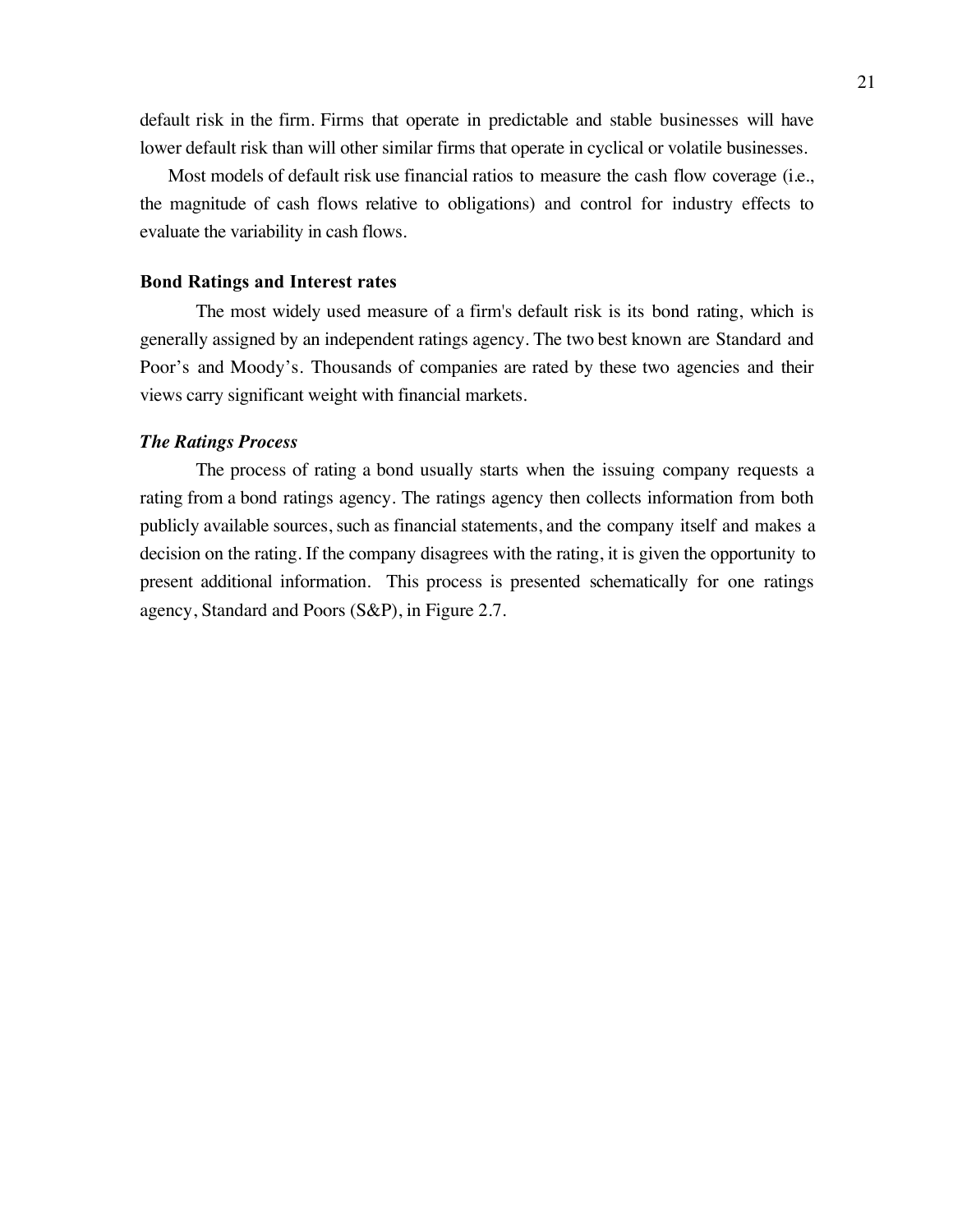default risk in the firm. Firms that operate in predictable and stable businesses will have lower default risk than will other similar firms that operate in cyclical or volatile businesses.

Most models of default risk use financial ratios to measure the cash flow coverage (i.e., the magnitude of cash flows relative to obligations) and control for industry effects to evaluate the variability in cash flows.

### Bond Ratings and Interest rates

The most widely used measure of a firm's default risk is its bond rating, which is generally assigned by an independent ratings agency. The two best known are Standard and Poor's and Moody's. Thousands of companies are rated by these two agencies and their views carry significant weight with financial markets.

#### *The Ratings Process*

The process of rating a bond usually starts when the issuing company requests a rating from a bond ratings agency. The ratings agency then collects information from both publicly available sources, such as financial statements, and the company itself and makes a decision on the rating. If the company disagrees with the rating, it is given the opportunity to present additional information. This process is presented schematically for one ratings agency, Standard and Poors (S&P), in Figure 2.7.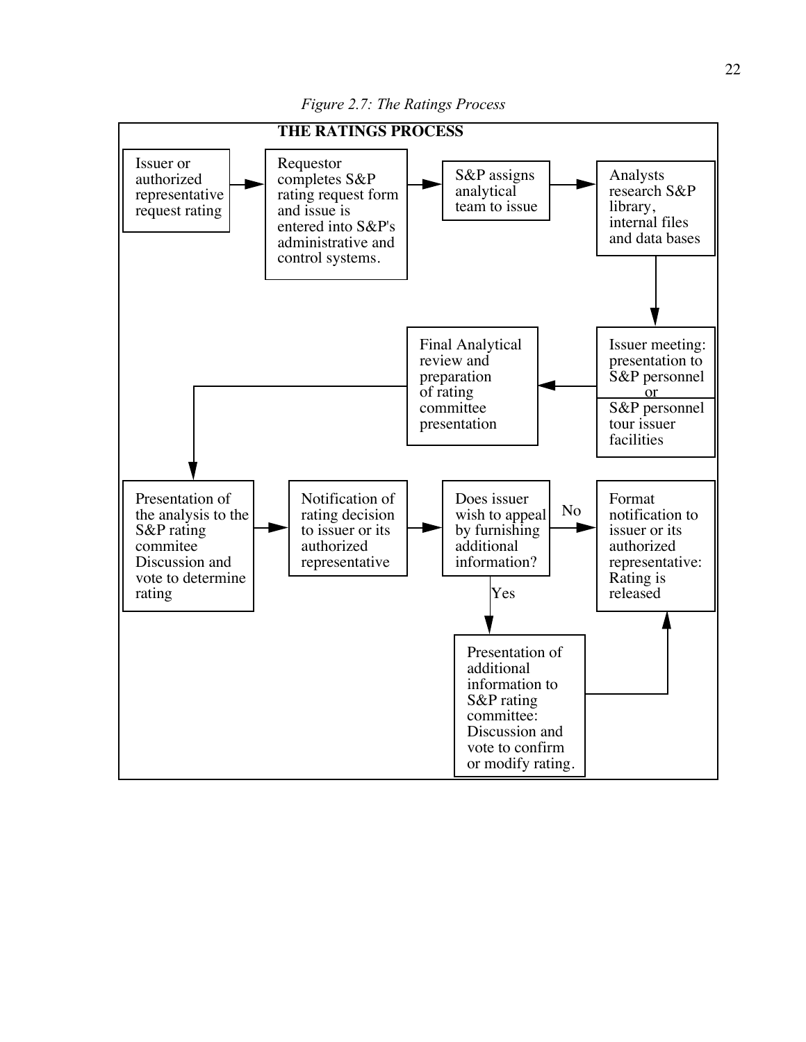*Figure 2.7: The Ratings Process*

**THE RATINGS PROCESS**

1. Issuer or authorized representative request rating
2. Requestor completes S&P rating request form and issue is entered into S&P's administrative and control systems.
3. S&P assigns analytical team to issue
4. Analysts research S&P library, internal files and data bases
5. Issuer meeting: presentation to S&P personnel or S&P personnel tour issuer facilities
6. Final Analytical review and preparation of rating committee presentation
7. Presentation of the analysis to the S&P rating commitee Discussion and vote to determine rating
8. Notification of rating decision to issuer or its authorized representative
9. Does issuer wish to appeal by furnishing additional information?
   - No → Format notification to issuer or its authorized representative: Rating is released
   - Yes → Presentation of additional information to S&P rating committee: Discussion and vote to confirm or modify rating. → Format notification to issuer or its authorized representative: Rating is released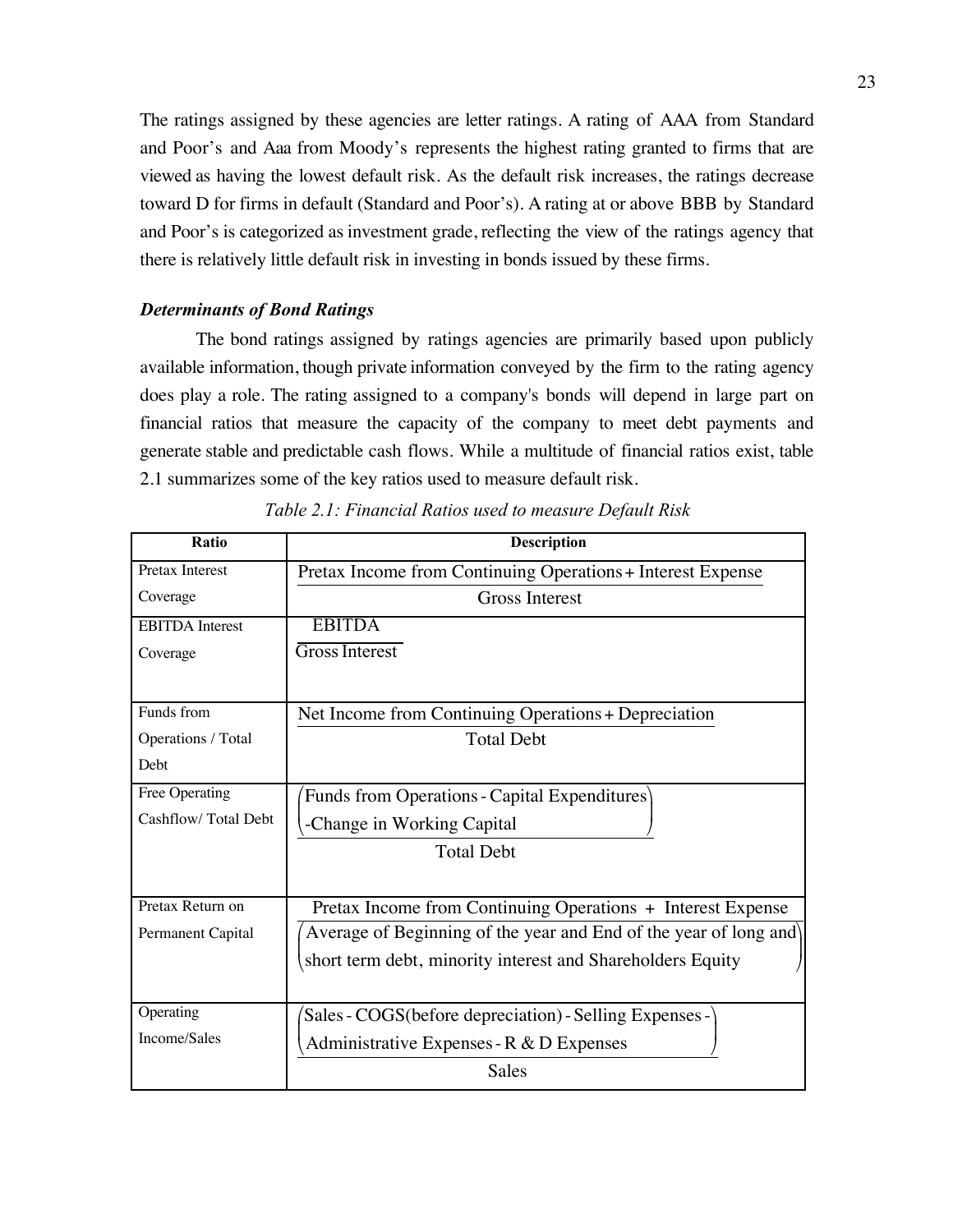The ratings assigned by these agencies are letter ratings. A rating of AAA from Standard and Poor's and Aaa from Moody's represents the highest rating granted to firms that are viewed as having the lowest default risk. As the default risk increases, the ratings decrease toward D for firms in default (Standard and Poor's). A rating at or above BBB by Standard and Poor's is categorized as investment grade, reflecting the view of the ratings agency that there is relatively little default risk in investing in bonds issued by these firms.

### *Determinants of Bond Ratings*

The bond ratings assigned by ratings agencies are primarily based upon publicly available information, though private information conveyed by the firm to the rating agency does play a role. The rating assigned to a company's bonds will depend in large part on financial ratios that measure the capacity of the company to meet debt payments and generate stable and predictable cash flows. While a multitude of financial ratios exist, table 2.1 summarizes some of the key ratios used to measure default risk.

*Table 2.1: Financial Ratios used to measure Default Risk*

| Ratio | Description |
|---|---|
| Pretax Interest Coverage | $\frac{\text{Pretax Income from Continuing Operations} + \text{Interest Expense}}{\text{Gross Interest}}$ |
| EBITDA Interest Coverage | $\frac{\text{EBITDA}}{\text{Gross Interest}}$ |
| Funds from Operations / Total Debt | $\frac{\text{Net Income from Continuing Operations} + \text{Depreciation}}{\text{Total Debt}}$ |
| Free Operating Cashflow/ Total Debt | $\frac{\left(\text{Funds from Operations - Capital Expenditures - Change in Working Capital}\right)}{\text{Total Debt}}$ |
| Pretax Return on Permanent Capital | $\frac{\text{Pretax Income from Continuing Operations} + \text{Interest Expense}}{\left(\text{Average of Beginning of the year and End of the year of long and short term debt, minority interest and Shareholders Equity}\right)}$ |
| Operating Income/Sales | $\frac{\left(\text{Sales - COGS(before depreciation) - Selling Expenses - Administrative Expenses - R \& D Expenses}\right)}{\text{Sales}}$ |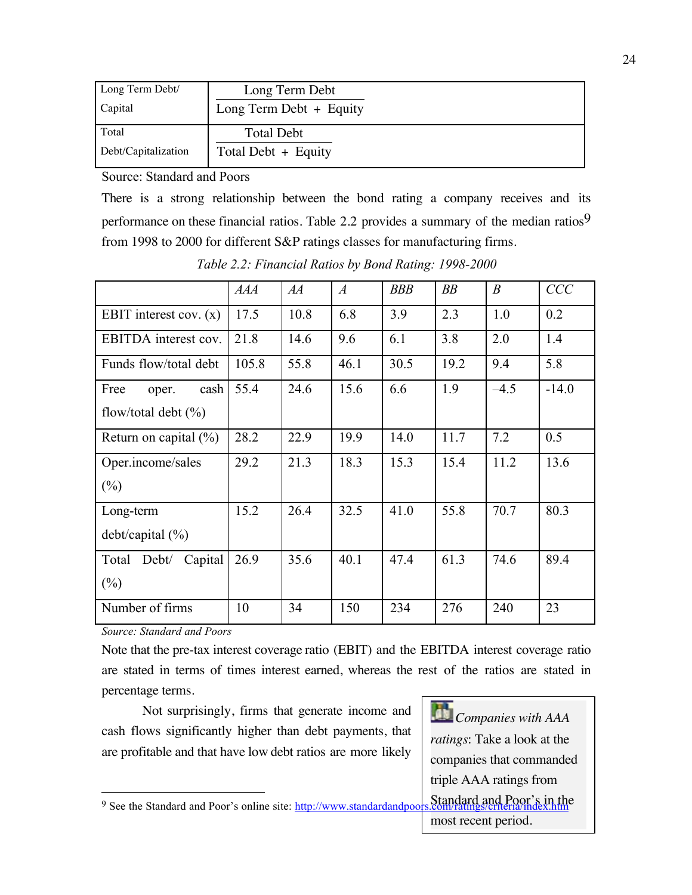| | |
|---|---|
| Long Term Debt/ Capital | $\frac{\text{Long Term Debt}}{\text{Long Term Debt + Equity}}$ |
| Total Debt/Capitalization | $\frac{\text{Total Debt}}{\text{Total Debt + Equity}}$ |

Source: Standard and Poors

There is a strong relationship between the bond rating a company receives and its performance on these financial ratios. Table 2.2 provides a summary of the median ratios[9] from 1998 to 2000 for different S&P ratings classes for manufacturing firms.

*Table 2.2: Financial Ratios by Bond Rating: 1998-2000*

| | *AAA* | *AA* | *A* | *BBB* | *BB* | *B* | *CCC* |
|---|---|---|---|---|---|---|---|
| EBIT interest cov. (x) | 17.5 | 10.8 | 6.8 | 3.9 | 2.3 | 1.0 | 0.2 |
| EBITDA interest cov. | 21.8 | 14.6 | 9.6 | 6.1 | 3.8 | 2.0 | 1.4 |
| Funds flow/total debt | 105.8 | 55.8 | 46.1 | 30.5 | 19.2 | 9.4 | 5.8 |
| Free oper. cash flow/total debt (%) | 55.4 | 24.6 | 15.6 | 6.6 | 1.9 | –4.5 | -14.0 |
| Return on capital (%) | 28.2 | 22.9 | 19.9 | 14.0 | 11.7 | 7.2 | 0.5 |
| Oper.income/sales (%) | 29.2 | 21.3 | 18.3 | 15.3 | 15.4 | 11.2 | 13.6 |
| Long-term debt/capital (%) | 15.2 | 26.4 | 32.5 | 41.0 | 55.8 | 70.7 | 80.3 |
| Total Debt/ Capital (%) | 26.9 | 35.6 | 40.1 | 47.4 | 61.3 | 74.6 | 89.4 |
| Number of firms | 10 | 34 | 150 | 234 | 276 | 240 | 23 |

*Source: Standard and Poors*

Note that the pre-tax interest coverage ratio (EBIT) and the EBITDA interest coverage ratio are stated in terms of times interest earned, whereas the rest of the ratios are stated in percentage terms.

Not surprisingly, firms that generate income and cash flows significantly higher than debt payments, that are profitable and that have low debt ratios are more likely

> *Companies with AAA ratings*: Take a look at the companies that commanded triple AAA ratings from Standard and Poor's in the most recent period.

[9] See the Standard and Poor's online site: http://www.standardandpoors.com/ratings/criteria/index.htm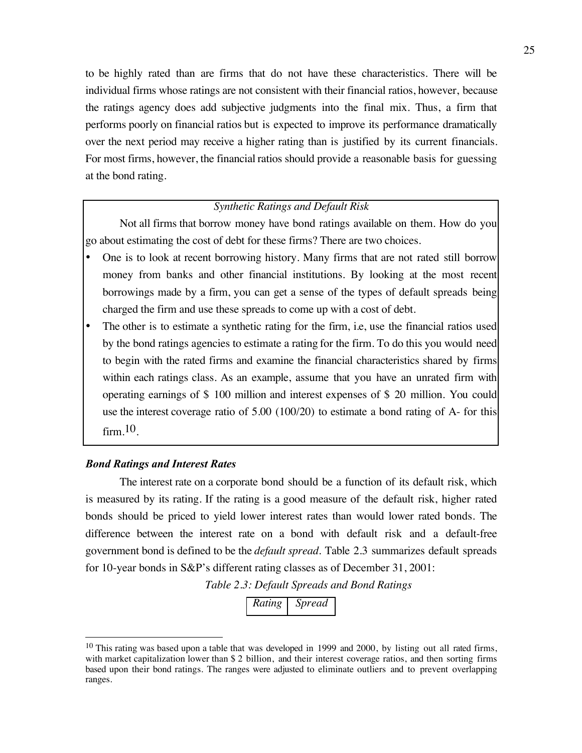to be highly rated than are firms that do not have these characteristics. There will be individual firms whose ratings are not consistent with their financial ratios, however, because the ratings agency does add subjective judgments into the final mix. Thus, a firm that performs poorly on financial ratios but is expected to improve its performance dramatically over the next period may receive a higher rating than is justified by its current financials. For most firms, however, the financial ratios should provide a reasonable basis for guessing at the bond rating.

*Synthetic Ratings and Default Risk*

Not all firms that borrow money have bond ratings available on them. How do you go about estimating the cost of debt for these firms? There are two choices.

- One is to look at recent borrowing history. Many firms that are not rated still borrow money from banks and other financial institutions. By looking at the most recent borrowings made by a firm, you can get a sense of the types of default spreads being charged the firm and use these spreads to come up with a cost of debt.
- The other is to estimate a synthetic rating for the firm, i.e, use the financial ratios used by the bond ratings agencies to estimate a rating for the firm. To do this you would need to begin with the rated firms and examine the financial characteristics shared by firms within each ratings class. As an example, assume that you have an unrated firm with operating earnings of $ 100 million and interest expenses of $ 20 million. You could use the interest coverage ratio of 5.00 (100/20) to estimate a bond rating of A- for this firm.[10].

***Bond Ratings and Interest Rates***

The interest rate on a corporate bond should be a function of its default risk, which is measured by its rating. If the rating is a good measure of the default risk, higher rated bonds should be priced to yield lower interest rates than would lower rated bonds. The difference between the interest rate on a bond with default risk and a default-free government bond is defined to be the *default spread*. Table 2.3 summarizes default spreads for 10-year bonds in S&P's different rating classes as of December 31, 2001:

*Table 2.3: Default Spreads and Bond Ratings*

| *Rating* | *Spread* |
|---|---|

[10] This rating was based upon a table that was developed in 1999 and 2000, by listing out all rated firms, with market capitalization lower than $ 2 billion, and their interest coverage ratios, and then sorting firms based upon their bond ratings. The ranges were adjusted to eliminate outliers and to prevent overlapping ranges.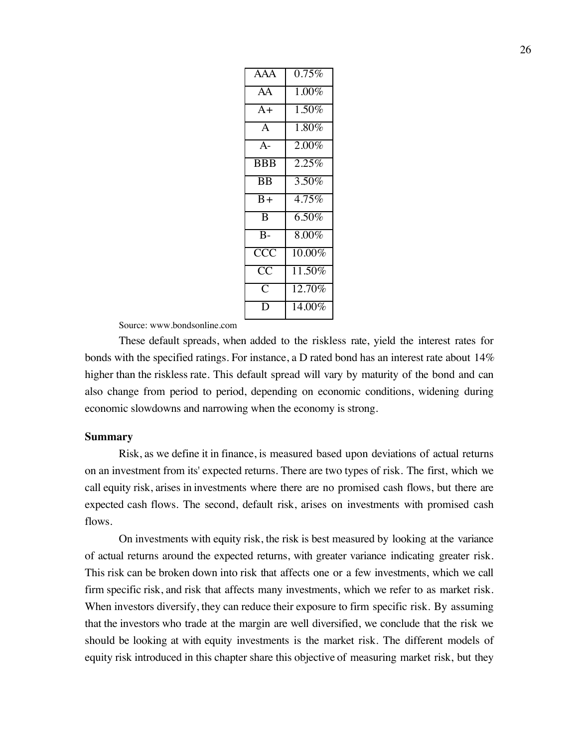| AAA | 0.75% |
|---|---|
| AA | 1.00% |
| A+ | 1.50% |
| A | 1.80% |
| A- | 2.00% |
| BBB | 2.25% |
| BB | 3.50% |
| B+ | 4.75% |
| B | 6.50% |
| B- | 8.00% |
| CCC | 10.00% |
| CC | 11.50% |
| C | 12.70% |
| D | 14.00% |

Source: www.bondsonline.com

These default spreads, when added to the riskless rate, yield the interest rates for bonds with the specified ratings. For instance, a D rated bond has an interest rate about 14% higher than the riskless rate. This default spread will vary by maturity of the bond and can also change from period to period, depending on economic conditions, widening during economic slowdowns and narrowing when the economy is strong.

## Summary

Risk, as we define it in finance, is measured based upon deviations of actual returns on an investment from its' expected returns. There are two types of risk. The first, which we call equity risk, arises in investments where there are no promised cash flows, but there are expected cash flows. The second, default risk, arises on investments with promised cash flows.

On investments with equity risk, the risk is best measured by looking at the variance of actual returns around the expected returns, with greater variance indicating greater risk. This risk can be broken down into risk that affects one or a few investments, which we call firm specific risk, and risk that affects many investments, which we refer to as market risk. When investors diversify, they can reduce their exposure to firm specific risk. By assuming that the investors who trade at the margin are well diversified, we conclude that the risk we should be looking at with equity investments is the market risk. The different models of equity risk introduced in this chapter share this objective of measuring market risk, but they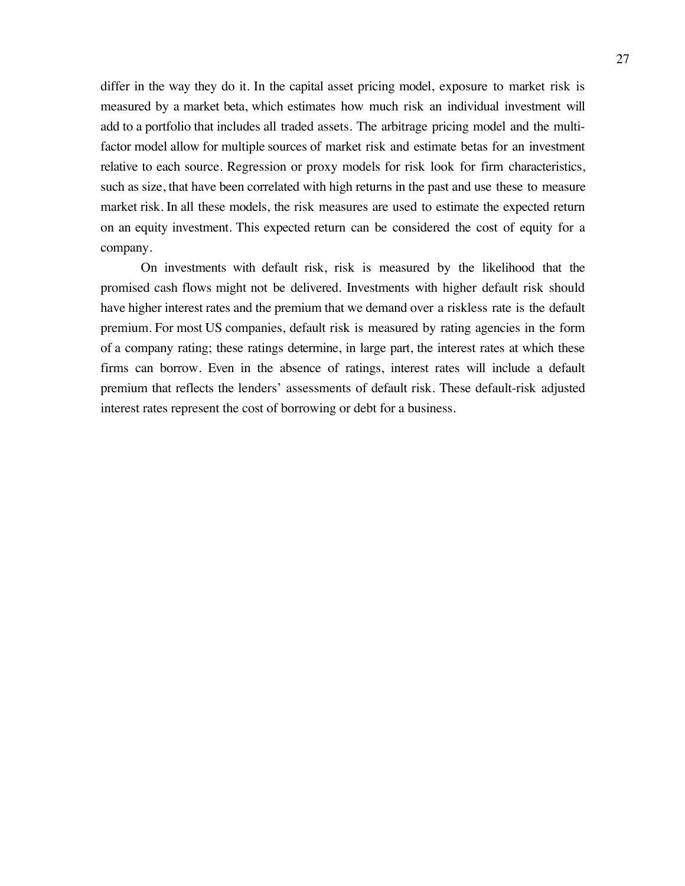differ in the way they do it. In the capital asset pricing model, exposure to market risk is measured by a market beta, which estimates how much risk an individual investment will add to a portfolio that includes all traded assets. The arbitrage pricing model and the multi-factor model allow for multiple sources of market risk and estimate betas for an investment relative to each source. Regression or proxy models for risk look for firm characteristics, such as size, that have been correlated with high returns in the past and use these to measure market risk. In all these models, the risk measures are used to estimate the expected return on an equity investment. This expected return can be considered the cost of equity for a company.

On investments with default risk, risk is measured by the likelihood that the promised cash flows might not be delivered. Investments with higher default risk should have higher interest rates and the premium that we demand over a riskless rate is the default premium. For most US companies, default risk is measured by rating agencies in the form of a company rating; these ratings determine, in large part, the interest rates at which these firms can borrow. Even in the absence of ratings, interest rates will include a default premium that reflects the lenders' assessments of default risk. These default-risk adjusted interest rates represent the cost of borrowing or debt for a business.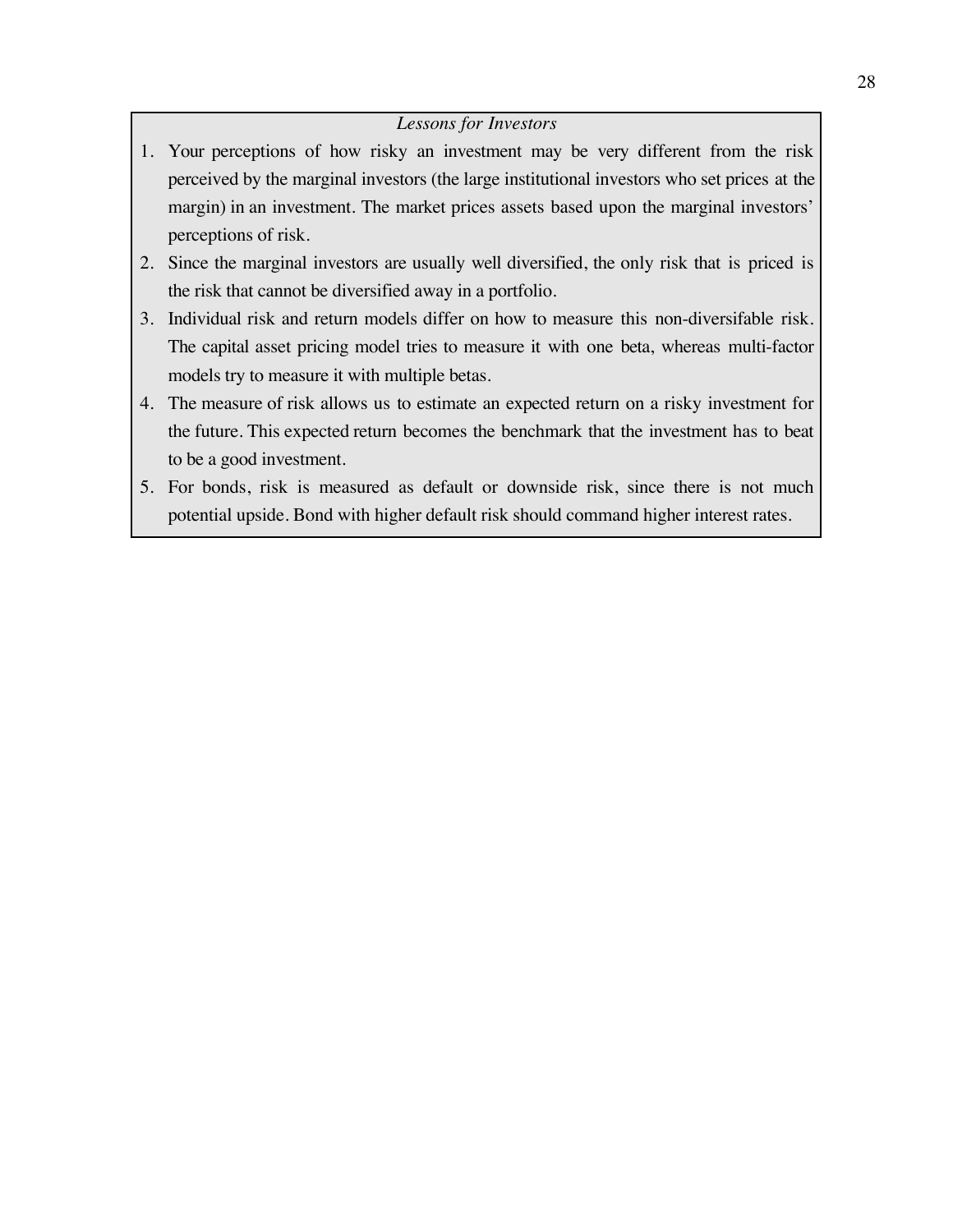*Lessons for Investors*

1. Your perceptions of how risky an investment may be very different from the risk perceived by the marginal investors (the large institutional investors who set prices at the margin) in an investment. The market prices assets based upon the marginal investors' perceptions of risk.
2. Since the marginal investors are usually well diversified, the only risk that is priced is the risk that cannot be diversified away in a portfolio.
3. Individual risk and return models differ on how to measure this non-diversifable risk. The capital asset pricing model tries to measure it with one beta, whereas multi-factor models try to measure it with multiple betas.
4. The measure of risk allows us to estimate an expected return on a risky investment for the future. This expected return becomes the benchmark that the investment has to beat to be a good investment.
5. For bonds, risk is measured as default or downside risk, since there is not much potential upside. Bond with higher default risk should command higher interest rates.